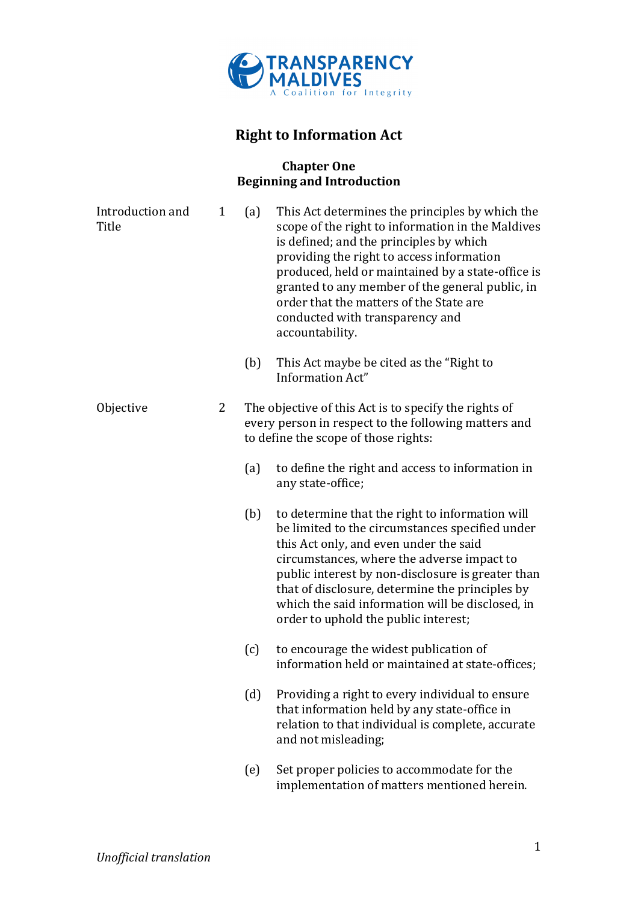TRANSPARENCY MALDIVES
A Coalition for Integrity

# Right to Information Act

## Chapter One
## Beginning and Introduction

**Introduction and Title**

1 (a) This Act determines the principles by which the scope of the right to information in the Maldives is defined; and the principles by which providing the right to access information produced, held or maintained by a state-office is granted to any member of the general public, in order that the matters of the State are conducted with transparency and accountability.

(b) This Act maybe be cited as the "Right to Information Act"

**Objective**

2 The objective of this Act is to specify the rights of every person in respect to the following matters and to define the scope of those rights:

(a) to define the right and access to information in any state-office;

(b) to determine that the right to information will be limited to the circumstances specified under this Act only, and even under the said circumstances, where the adverse impact to public interest by non-disclosure is greater than that of disclosure, determine the principles by which the said information will be disclosed, in order to uphold the public interest;

(c) to encourage the widest publication of information held or maintained at state-offices;

(d) Providing a right to every individual to ensure that information held by any state-office in relation to that individual is complete, accurate and not misleading;

(e) Set proper policies to accommodate for the implementation of matters mentioned herein.

*Unofficial translation*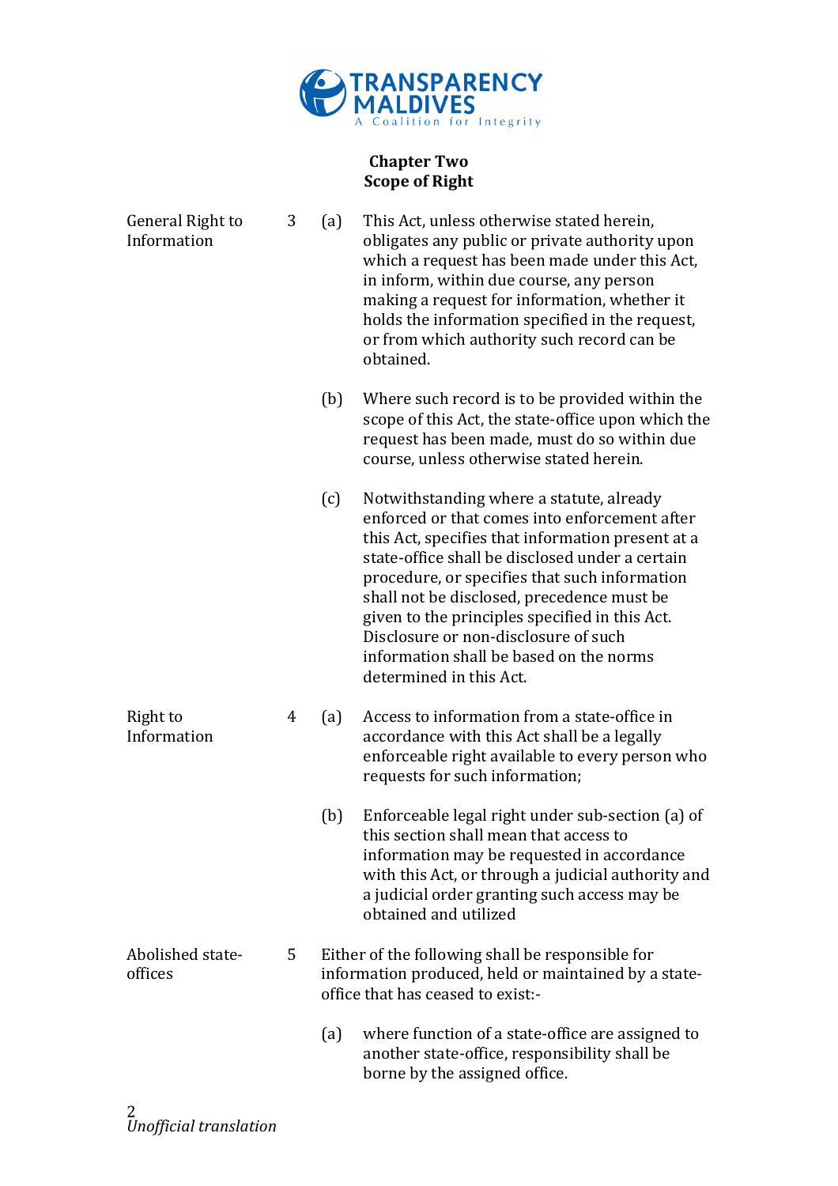## Chapter Two
## Scope of Right

**General Right to Information**

3 (a) This Act, unless otherwise stated herein, obligates any public or private authority upon which a request has been made under this Act, in inform, within due course, any person making a request for information, whether it holds the information specified in the request, or from which authority such record can be obtained.

(b) Where such record is to be provided within the scope of this Act, the state-office upon which the request has been made, must do so within due course, unless otherwise stated herein.

(c) Notwithstanding where a statute, already enforced or that comes into enforcement after this Act, specifies that information present at a state-office shall be disclosed under a certain procedure, or specifies that such information shall not be disclosed, precedence must be given to the principles specified in this Act. Disclosure or non-disclosure of such information shall be based on the norms determined in this Act.

**Right to Information**

4 (a) Access to information from a state-office in accordance with this Act shall be a legally enforceable right available to every person who requests for such information;

(b) Enforceable legal right under sub-section (a) of this section shall mean that access to information may be requested in accordance with this Act, or through a judicial authority and a judicial order granting such access may be obtained and utilized

**Abolished state-offices**

5 Either of the following shall be responsible for information produced, held or maintained by a state-office that has ceased to exist:-

(a) where function of a state-office are assigned to another state-office, responsibility shall be borne by the assigned office.

*Unofficial translation*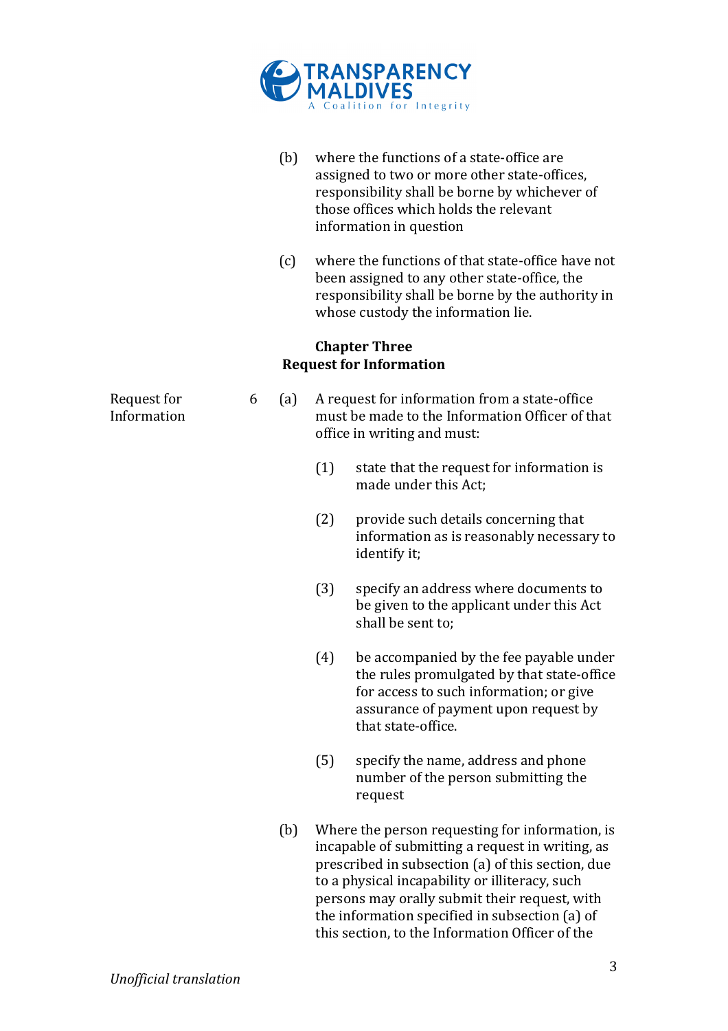(b) where the functions of a state-office are assigned to two or more other state-offices, responsibility shall be borne by whichever of those offices which holds the relevant information in question

(c) where the functions of that state-office have not been assigned to any other state-office, the responsibility shall be borne by the authority in whose custody the information lie.

## Chapter Three
## Request for Information

**Request for Information**

6 (a) A request for information from a state-office must be made to the Information Officer of that office in writing and must:

(1) state that the request for information is made under this Act;

(2) provide such details concerning that information as is reasonably necessary to identify it;

(3) specify an address where documents to be given to the applicant under this Act shall be sent to;

(4) be accompanied by the fee payable under the rules promulgated by that state-office for access to such information; or give assurance of payment upon request by that state-office.

(5) specify the name, address and phone number of the person submitting the request

(b) Where the person requesting for information, is incapable of submitting a request in writing, as prescribed in subsection (a) of this section, due to a physical incapability or illiteracy, such persons may orally submit their request, with the information specified in subsection (a) of this section, to the Information Officer of the

*Unofficial translation*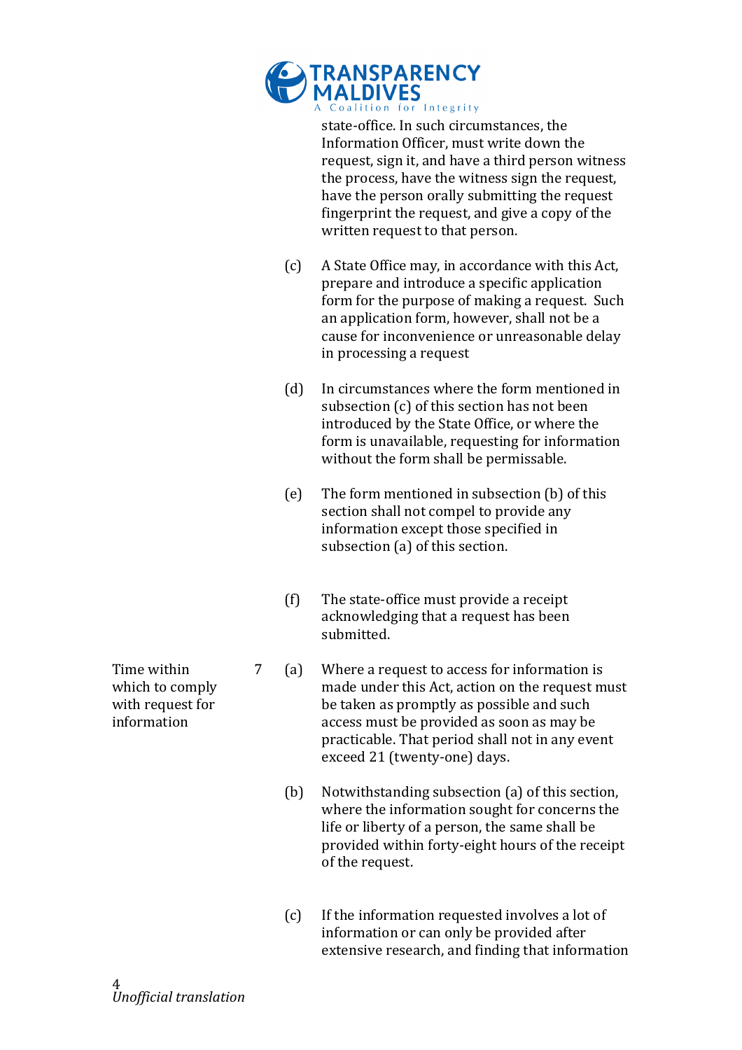state-office. In such circumstances, the Information Officer, must write down the request, sign it, and have a third person witness the process, have the witness sign the request, have the person orally submitting the request fingerprint the request, and give a copy of the written request to that person.

(c) A State Office may, in accordance with this Act, prepare and introduce a specific application form for the purpose of making a request. Such an application form, however, shall not be a cause for inconvenience or unreasonable delay in processing a request

(d) In circumstances where the form mentioned in subsection (c) of this section has not been introduced by the State Office, or where the form is unavailable, requesting for information without the form shall be permissable.

(e) The form mentioned in subsection (b) of this section shall not compel to provide any information except those specified in subsection (a) of this section.

(f) The state-office must provide a receipt acknowledging that a request has been submitted.

**Time within which to comply with request for information**

7 (a) Where a request to access for information is made under this Act, action on the request must be taken as promptly as possible and such access must be provided as soon as may be practicable. That period shall not in any event exceed 21 (twenty-one) days.

(b) Notwithstanding subsection (a) of this section, where the information sought for concerns the life or liberty of a person, the same shall be provided within forty-eight hours of the receipt of the request.

(c) If the information requested involves a lot of information or can only be provided after extensive research, and finding that information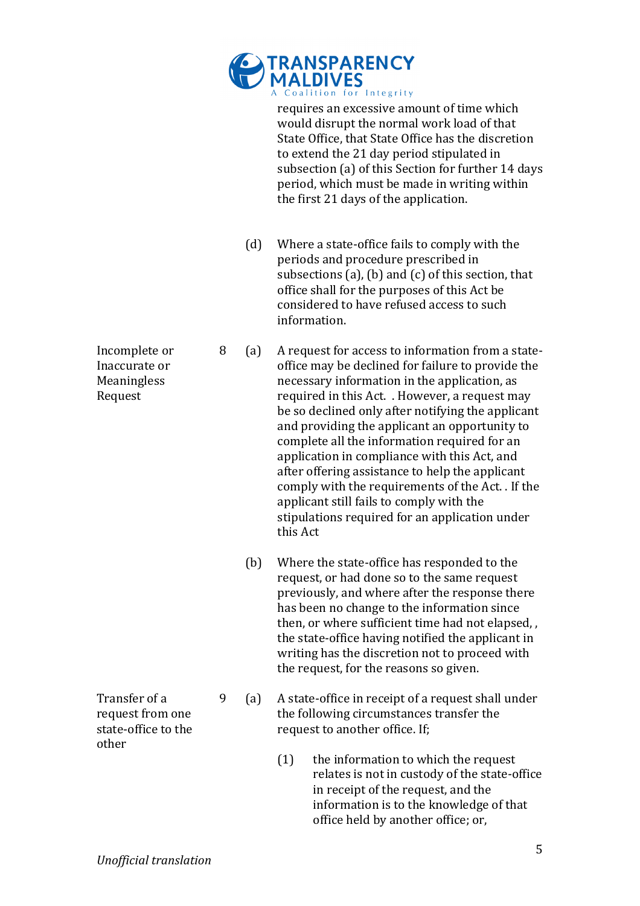requires an excessive amount of time which would disrupt the normal work load of that State Office, that State Office has the discretion to extend the 21 day period stipulated in subsection (a) of this Section for further 14 days period, which must be made in writing within the first 21 days of the application.

(d) Where a state-office fails to comply with the periods and procedure prescribed in subsections (a), (b) and (c) of this section, that office shall for the purposes of this Act be considered to have refused access to such information.

**Incomplete or Inaccurate or Meaningless Request**

8 (a) A request for access to information from a state-office may be declined for failure to provide the necessary information in the application, as required in this Act. . However, a request may be so declined only after notifying the applicant and providing the applicant an opportunity to complete all the information required for an application in compliance with this Act, and after offering assistance to help the applicant comply with the requirements of the Act. . If the applicant still fails to comply with the stipulations required for an application under this Act

(b) Where the state-office has responded to the request, or had done so to the same request previously, and where after the response there has been no change to the information since then, or where sufficient time had not elapsed, , the state-office having notified the applicant in writing has the discretion not to proceed with the request, for the reasons so given.

**Transfer of a request from one state-office to the other**

9 (a) A state-office in receipt of a request shall under the following circumstances transfer the request to another office. If;

(1) the information to which the request relates is not in custody of the state-office in receipt of the request, and the information is to the knowledge of that office held by another office; or,

*Unofficial translation*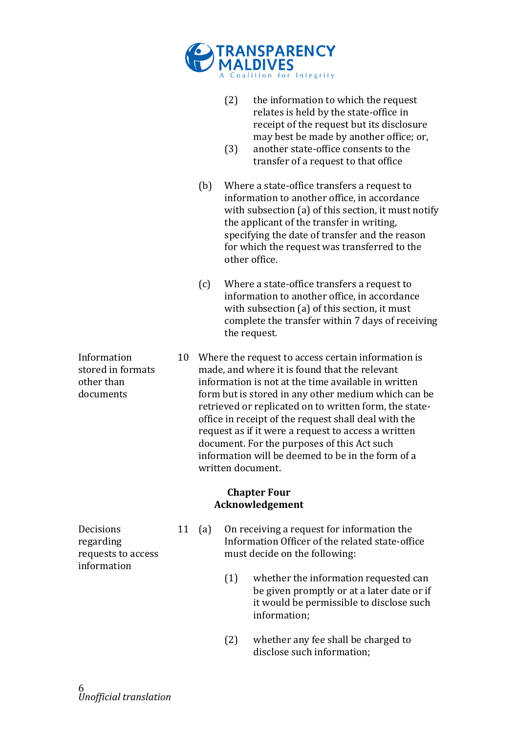(2) the information to which the request relates is held by the state-office in receipt of the request but its disclosure may best be made by another office; or,

(3) another state-office consents to the transfer of a request to that office

(b) Where a state-office transfers a request to information to another office, in accordance with subsection (a) of this section, it must notify the applicant of the transfer in writing, specifying the date of transfer and the reason for which the request was transferred to the other office.

(c) Where a state-office transfers a request to information to another office, in accordance with subsection (a) of this section, it must complete the transfer within 7 days of receiving the request.

*Information stored in formats other than documents*

10 Where the request to access certain information is made, and where it is found that the relevant information is not at the time available in written form but is stored in any other medium which can be retrieved or replicated on to written form, the state-office in receipt of the request shall deal with the request as if it were a request to access a written document. For the purposes of this Act such information will be deemed to be in the form of a written document.

## Chapter Four
## Acknowledgement

*Decisions regarding requests to access information*

11 (a) On receiving a request for information the Information Officer of the related state-office must decide on the following:

(1) whether the information requested can be given promptly or at a later date or if it would be permissible to disclose such information;

(2) whether any fee shall be charged to disclose such information;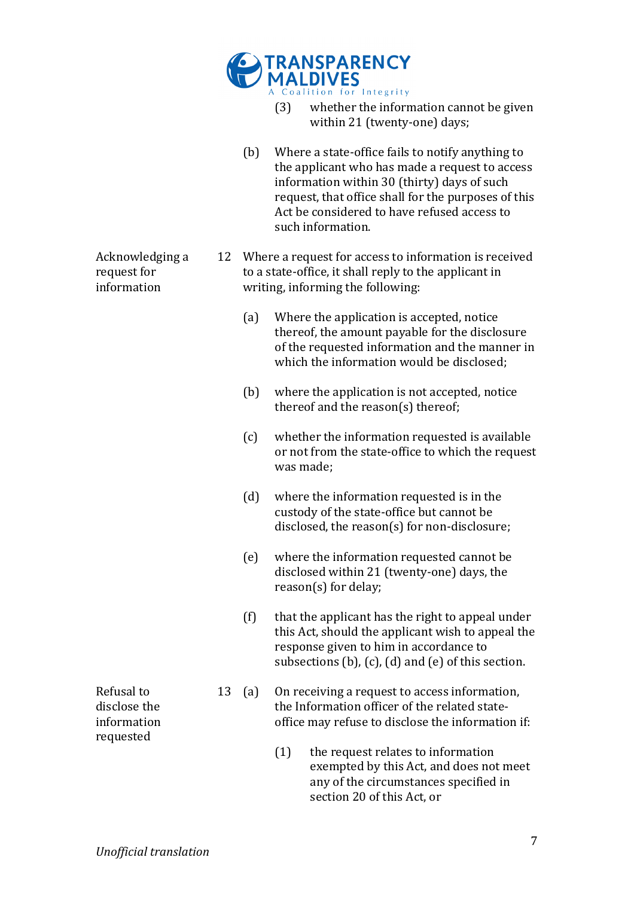(3) whether the information cannot be given within 21 (twenty-one) days;

(b) Where a state-office fails to notify anything to the applicant who has made a request to access information within 30 (thirty) days of such request, that office shall for the purposes of this Act be considered to have refused access to such information.

**Acknowledging a request for information**

12 Where a request for access to information is received to a state-office, it shall reply to the applicant in writing, informing the following:

(a) Where the application is accepted, notice thereof, the amount payable for the disclosure of the requested information and the manner in which the information would be disclosed;

(b) where the application is not accepted, notice thereof and the reason(s) thereof;

(c) whether the information requested is available or not from the state-office to which the request was made;

(d) where the information requested is in the custody of the state-office but cannot be disclosed, the reason(s) for non-disclosure;

(e) where the information requested cannot be disclosed within 21 (twenty-one) days, the reason(s) for delay;

(f) that the applicant has the right to appeal under this Act, should the applicant wish to appeal the response given to him in accordance to subsections (b), (c), (d) and (e) of this section.

**Refusal to disclose the information requested**

13 (a) On receiving a request to access information, the Information officer of the related state-office may refuse to disclose the information if:

(1) the request relates to information exempted by this Act, and does not meet any of the circumstances specified in section 20 of this Act, or

*Unofficial translation*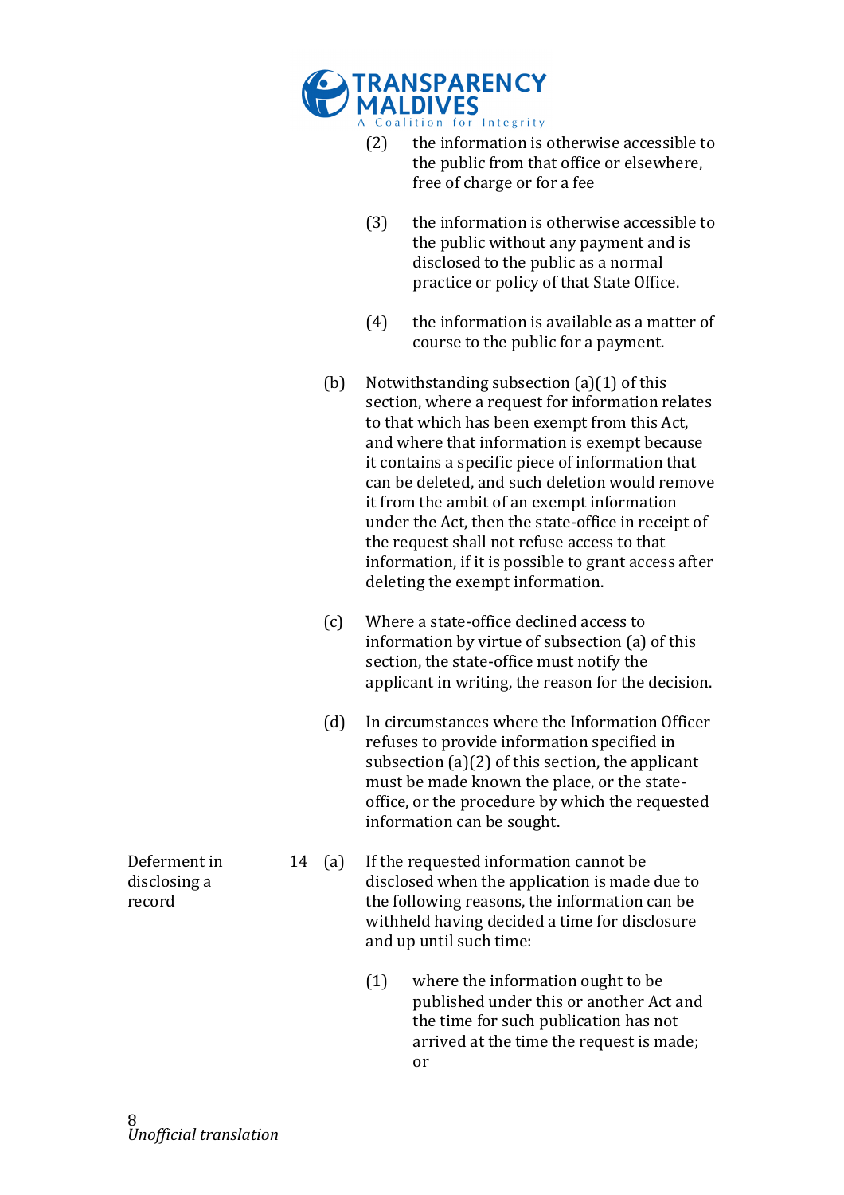(2) the information is otherwise accessible to the public from that office or elsewhere, free of charge or for a fee

(3) the information is otherwise accessible to the public without any payment and is disclosed to the public as a normal practice or policy of that State Office.

(4) the information is available as a matter of course to the public for a payment.

(b) Notwithstanding subsection (a)(1) of this section, where a request for information relates to that which has been exempt from this Act, and where that information is exempt because it contains a specific piece of information that can be deleted, and such deletion would remove it from the ambit of an exempt information under the Act, then the state-office in receipt of the request shall not refuse access to that information, if it is possible to grant access after deleting the exempt information.

(c) Where a state-office declined access to information by virtue of subsection (a) of this section, the state-office must notify the applicant in writing, the reason for the decision.

(d) In circumstances where the Information Officer refuses to provide information specified in subsection (a)(2) of this section, the applicant must be made known the place, or the state-office, or the procedure by which the requested information can be sought.

**Deferment in disclosing a record**

14 (a) If the requested information cannot be disclosed when the application is made due to the following reasons, the information can be withheld having decided a time for disclosure and up until such time:

(1) where the information ought to be published under this or another Act and the time for such publication has not arrived at the time the request is made; or

*Unofficial translation*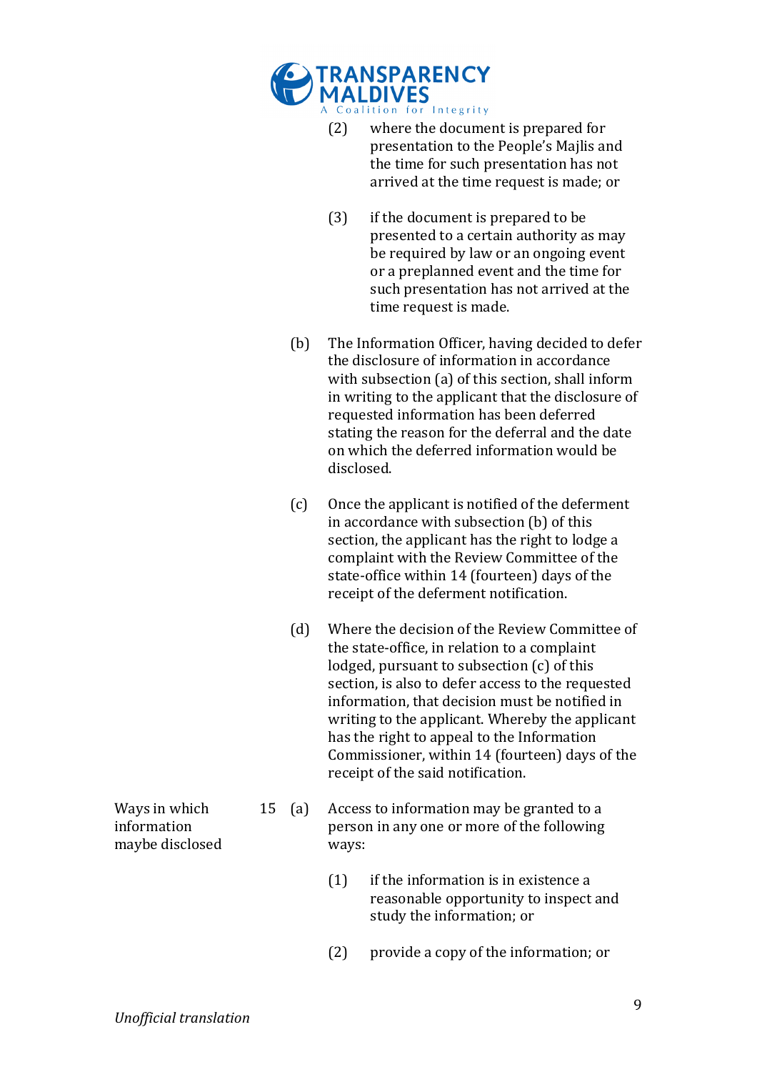(2) where the document is prepared for presentation to the People's Majlis and the time for such presentation has not arrived at the time request is made; or

(3) if the document is prepared to be presented to a certain authority as may be required by law or an ongoing event or a preplanned event and the time for such presentation has not arrived at the time request is made.

(b) The Information Officer, having decided to defer the disclosure of information in accordance with subsection (a) of this section, shall inform in writing to the applicant that the disclosure of requested information has been deferred stating the reason for the deferral and the date on which the deferred information would be disclosed.

(c) Once the applicant is notified of the deferment in accordance with subsection (b) of this section, the applicant has the right to lodge a complaint with the Review Committee of the state-office within 14 (fourteen) days of the receipt of the deferment notification.

(d) Where the decision of the Review Committee of the state-office, in relation to a complaint lodged, pursuant to subsection (c) of this section, is also to defer access to the requested information, that decision must be notified in writing to the applicant. Whereby the applicant has the right to appeal to the Information Commissioner, within 14 (fourteen) days of the receipt of the said notification.

**Ways in which information maybe disclosed**

15 (a) Access to information may be granted to a person in any one or more of the following ways:

(1) if the information is in existence a reasonable opportunity to inspect and study the information; or

(2) provide a copy of the information; or

*Unofficial translation*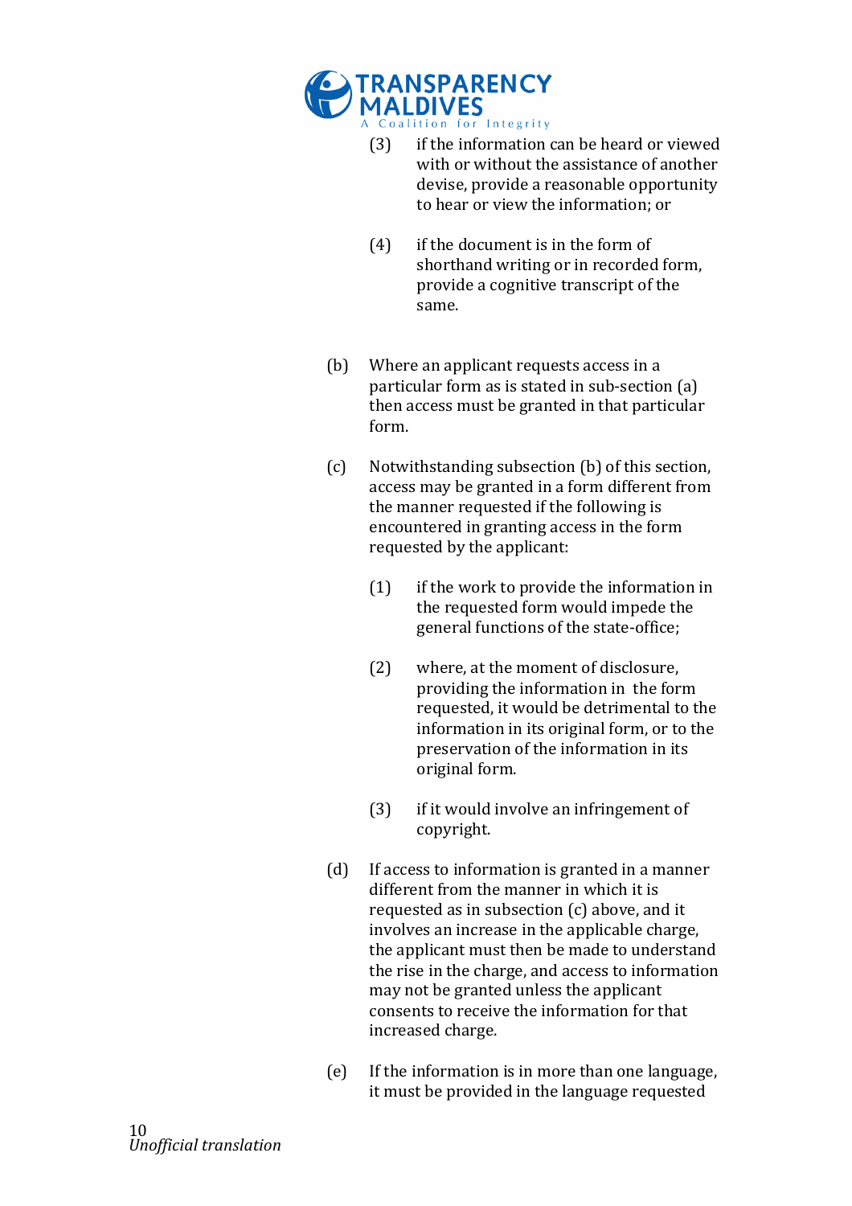(3) if the information can be heard or viewed with or without the assistance of another devise, provide a reasonable opportunity to hear or view the information; or

(4) if the document is in the form of shorthand writing or in recorded form, provide a cognitive transcript of the same.

(b) Where an applicant requests access in a particular form as is stated in sub-section (a) then access must be granted in that particular form.

(c) Notwithstanding subsection (b) of this section, access may be granted in a form different from the manner requested if the following is encountered in granting access in the form requested by the applicant:

(1) if the work to provide the information in the requested form would impede the general functions of the state-office;

(2) where, at the moment of disclosure, providing the information in the form requested, it would be detrimental to the information in its original form, or to the preservation of the information in its original form.

(3) if it would involve an infringement of copyright.

(d) If access to information is granted in a manner different from the manner in which it is requested as in subsection (c) above, and it involves an increase in the applicable charge, the applicant must then be made to understand the rise in the charge, and access to information may not be granted unless the applicant consents to receive the information for that increased charge.

(e) If the information is in more than one language, it must be provided in the language requested

*Unofficial translation*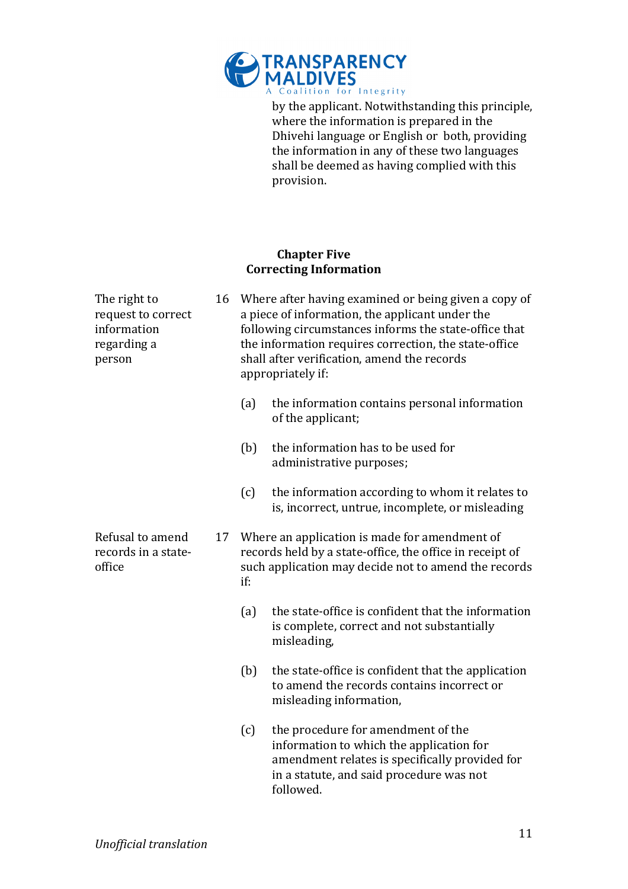by the applicant. Notwithstanding this principle, where the information is prepared in the Dhivehi language or English or both, providing the information in any of these two languages shall be deemed as having complied with this provision.

## Chapter Five
## Correcting Information

**The right to request to correct information regarding a person**

16 Where after having examined or being given a copy of a piece of information, the applicant under the following circumstances informs the state-office that the information requires correction, the state-office shall after verification, amend the records appropriately if:

(a) the information contains personal information of the applicant;

(b) the information has to be used for administrative purposes;

(c) the information according to whom it relates to is, incorrect, untrue, incomplete, or misleading

**Refusal to amend records in a state-office**

17 Where an application is made for amendment of records held by a state-office, the office in receipt of such application may decide not to amend the records if:

(a) the state-office is confident that the information is complete, correct and not substantially misleading,

(b) the state-office is confident that the application to amend the records contains incorrect or misleading information,

(c) the procedure for amendment of the information to which the application for amendment relates is specifically provided for in a statute, and said procedure was not followed.

*Unofficial translation*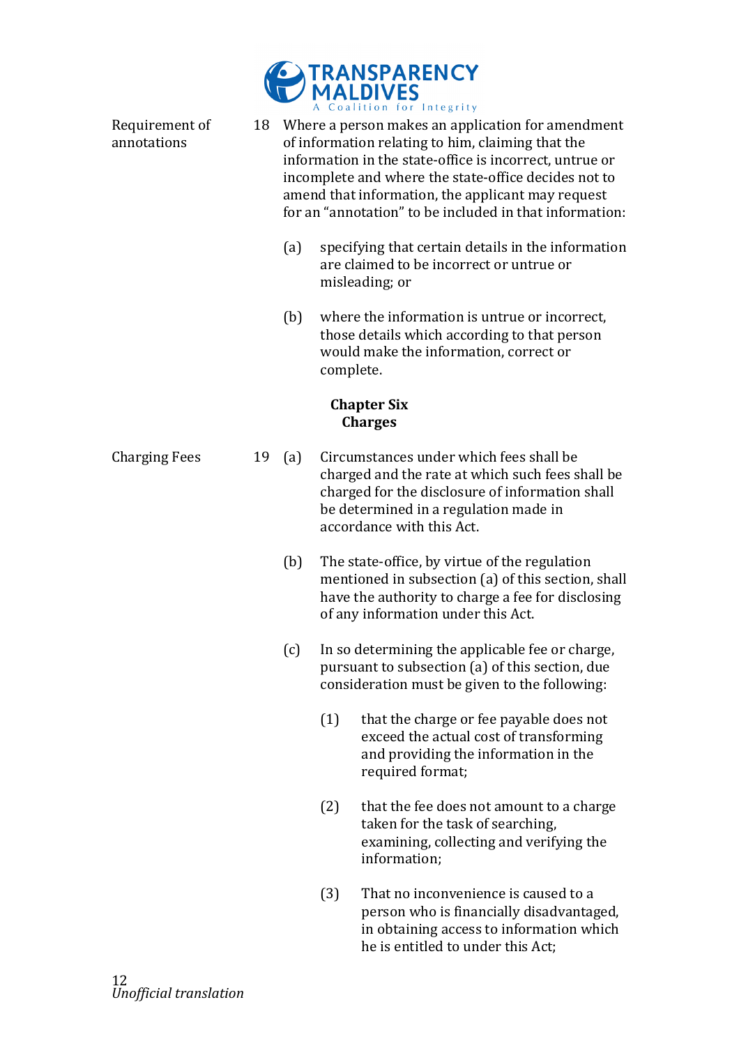**Requirement of annotations**

18 Where a person makes an application for amendment of information relating to him, claiming that the information in the state-office is incorrect, untrue or incomplete and where the state-office decides not to amend that information, the applicant may request for an "annotation" to be included in that information:

(a) specifying that certain details in the information are claimed to be incorrect or untrue or misleading; or

(b) where the information is untrue or incorrect, those details which according to that person would make the information, correct or complete.

## Chapter Six
## Charges

**Charging Fees**

19 (a) Circumstances under which fees shall be charged and the rate at which such fees shall be charged for the disclosure of information shall be determined in a regulation made in accordance with this Act.

(b) The state-office, by virtue of the regulation mentioned in subsection (a) of this section, shall have the authority to charge a fee for disclosing of any information under this Act.

(c) In so determining the applicable fee or charge, pursuant to subsection (a) of this section, due consideration must be given to the following:

(1) that the charge or fee payable does not exceed the actual cost of transforming and providing the information in the required format;

(2) that the fee does not amount to a charge taken for the task of searching, examining, collecting and verifying the information;

(3) That no inconvenience is caused to a person who is financially disadvantaged, in obtaining access to information which he is entitled to under this Act;

*Unofficial translation*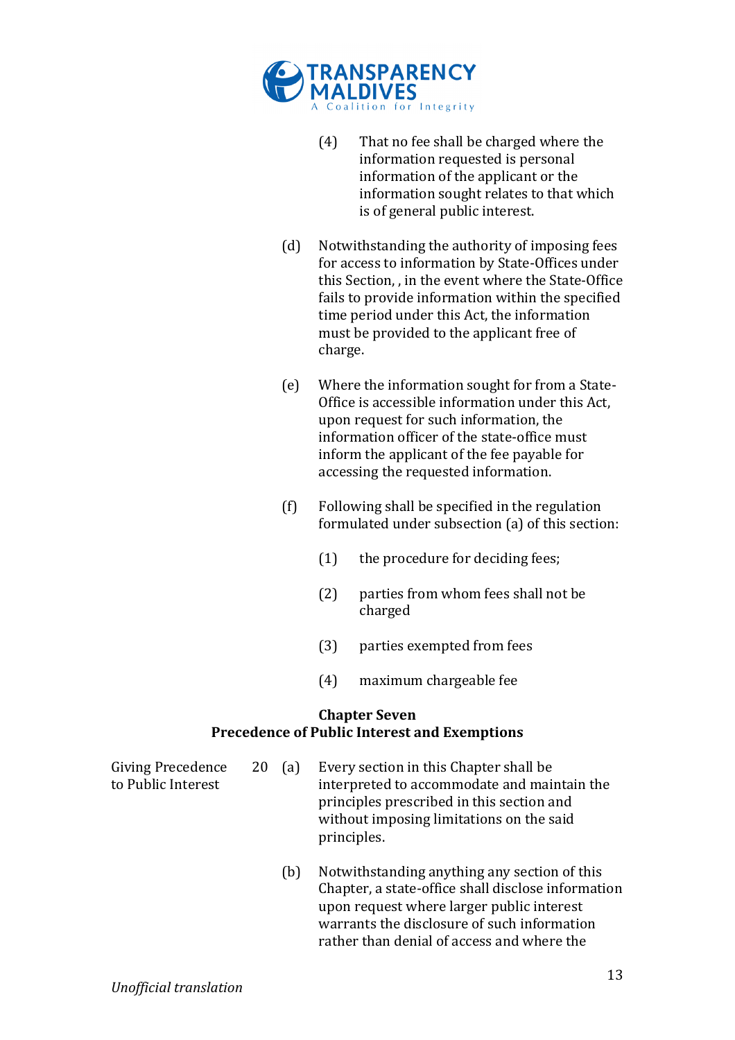(4) That no fee shall be charged where the information requested is personal information of the applicant or the information sought relates to that which is of general public interest.

(d) Notwithstanding the authority of imposing fees for access to information by State-Offices under this Section, , in the event where the State-Office fails to provide information within the specified time period under this Act, the information must be provided to the applicant free of charge.

(e) Where the information sought for from a State-Office is accessible information under this Act, upon request for such information, the information officer of the state-office must inform the applicant of the fee payable for accessing the requested information.

(f) Following shall be specified in the regulation formulated under subsection (a) of this section:

(1) the procedure for deciding fees;

(2) parties from whom fees shall not be charged

(3) parties exempted from fees

(4) maximum chargeable fee

## Chapter Seven
## Precedence of Public Interest and Exemptions

Giving Precedence to Public Interest

20 (a) Every section in this Chapter shall be interpreted to accommodate and maintain the principles prescribed in this section and without imposing limitations on the said principles.

(b) Notwithstanding anything any section of this Chapter, a state-office shall disclose information upon request where larger public interest warrants the disclosure of such information rather than denial of access and where the

*Unofficial translation*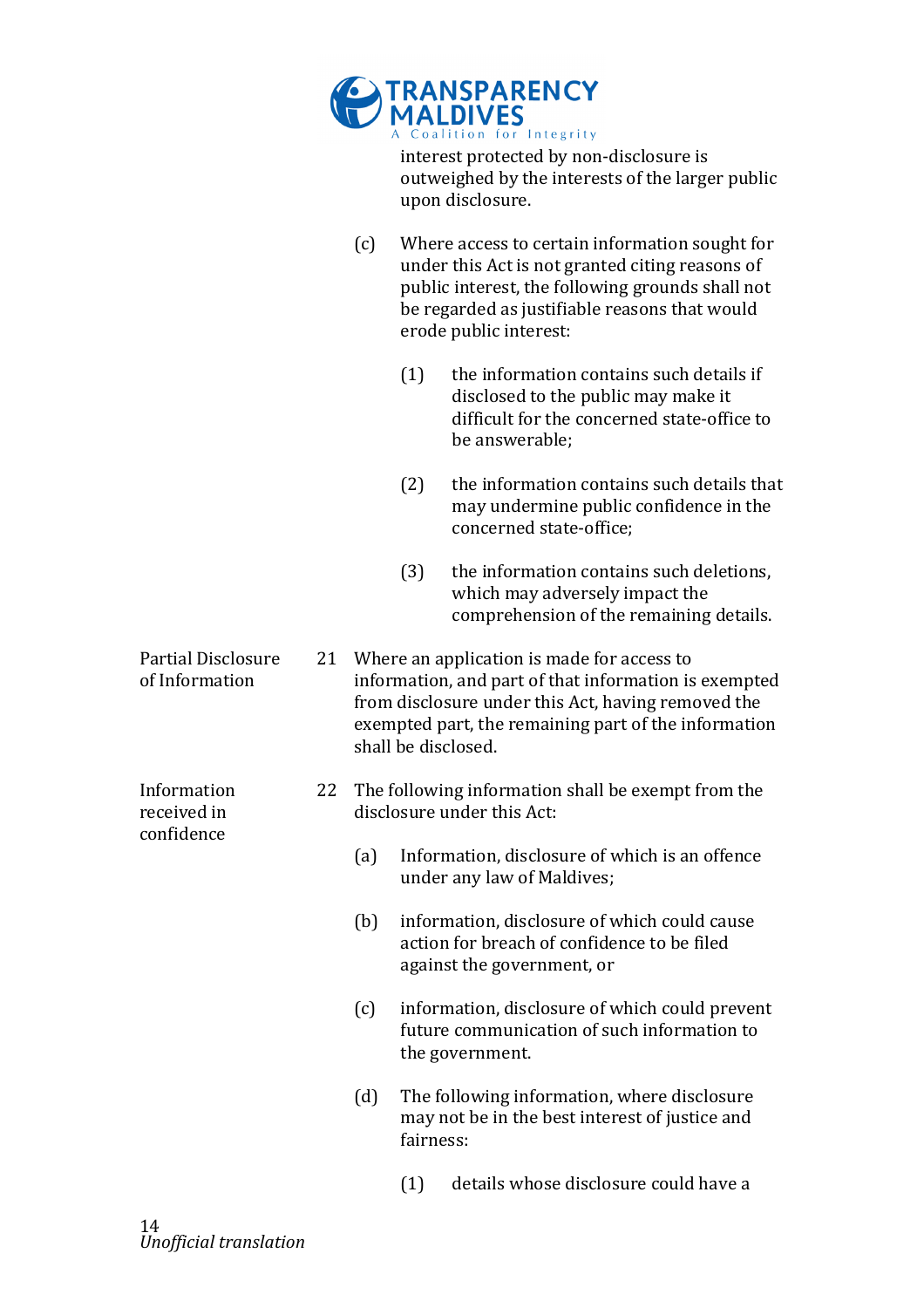interest protected by non-disclosure is outweighed by the interests of the larger public upon disclosure.

(c) Where access to certain information sought for under this Act is not granted citing reasons of public interest, the following grounds shall not be regarded as justifiable reasons that would erode public interest:

(1) the information contains such details if disclosed to the public may make it difficult for the concerned state-office to be answerable;

(2) the information contains such details that may undermine public confidence in the concerned state-office;

(3) the information contains such deletions, which may adversely impact the comprehension of the remaining details.

**Partial Disclosure of Information**

21 Where an application is made for access to information, and part of that information is exempted from disclosure under this Act, having removed the exempted part, the remaining part of the information shall be disclosed.

**Information received in confidence**

22 The following information shall be exempt from the disclosure under this Act:

(a) Information, disclosure of which is an offence under any law of Maldives;

(b) information, disclosure of which could cause action for breach of confidence to be filed against the government, or

(c) information, disclosure of which could prevent future communication of such information to the government.

(d) The following information, where disclosure may not be in the best interest of justice and fairness:

(1) details whose disclosure could have a

*Unofficial translation*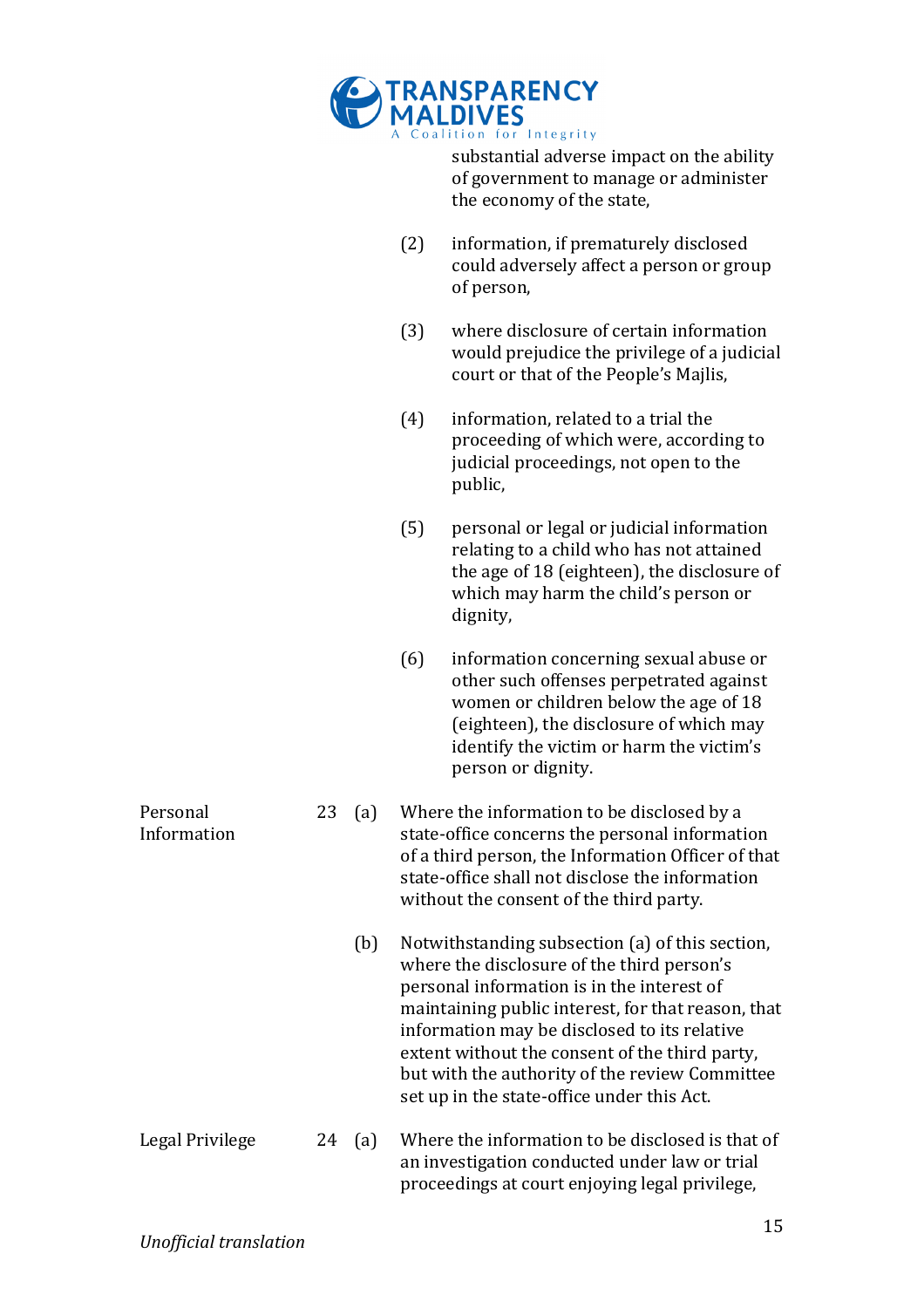substantial adverse impact on the ability of government to manage or administer the economy of the state,

(2) information, if prematurely disclosed could adversely affect a person or group of person,

(3) where disclosure of certain information would prejudice the privilege of a judicial court or that of the People's Majlis,

(4) information, related to a trial the proceeding of which were, according to judicial proceedings, not open to the public,

(5) personal or legal or judicial information relating to a child who has not attained the age of 18 (eighteen), the disclosure of which may harm the child's person or dignity,

(6) information concerning sexual abuse or other such offenses perpetrated against women or children below the age of 18 (eighteen), the disclosure of which may identify the victim or harm the victim's person or dignity.

**Personal Information**

23 (a) Where the information to be disclosed by a state-office concerns the personal information of a third person, the Information Officer of that state-office shall not disclose the information without the consent of the third party.

(b) Notwithstanding subsection (a) of this section, where the disclosure of the third person's personal information is in the interest of maintaining public interest, for that reason, that information may be disclosed to its relative extent without the consent of the third party, but with the authority of the review Committee set up in the state-office under this Act.

**Legal Privilege**

24 (a) Where the information to be disclosed is that of an investigation conducted under law or trial proceedings at court enjoying legal privilege,

*Unofficial translation*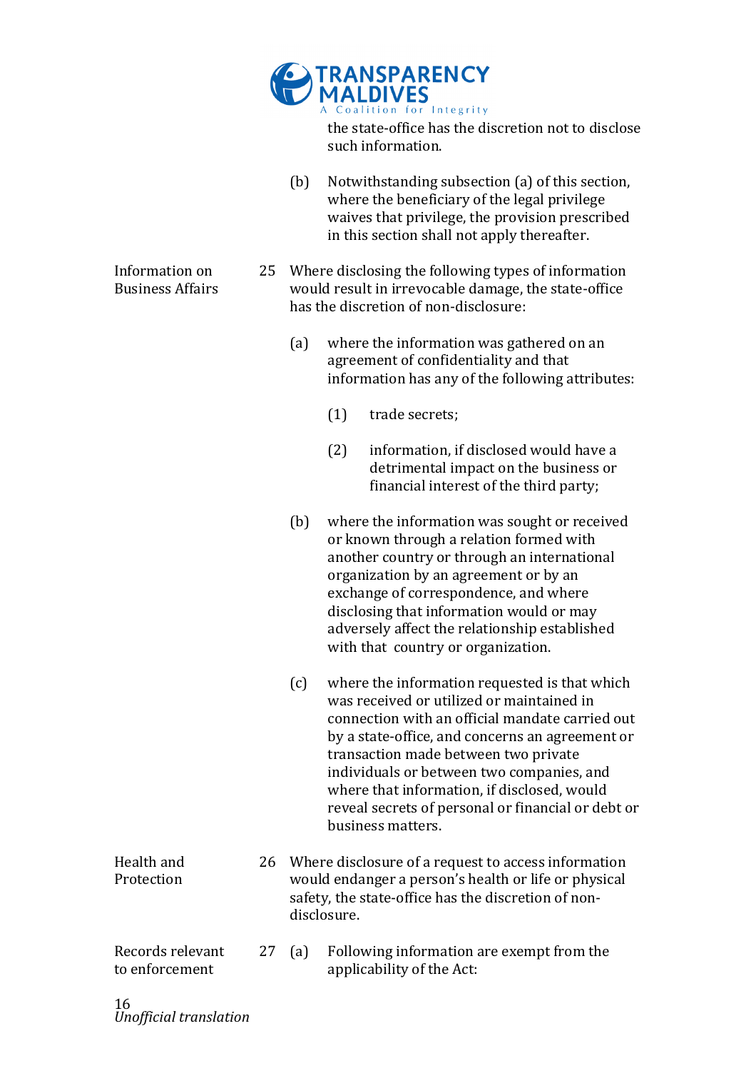the state-office has the discretion not to disclose such information.

(b) Notwithstanding subsection (a) of this section, where the beneficiary of the legal privilege waives that privilege, the provision prescribed in this section shall not apply thereafter.

**Information on Business Affairs**

25 Where disclosing the following types of information would result in irrevocable damage, the state-office has the discretion of non-disclosure:

(a) where the information was gathered on an agreement of confidentiality and that information has any of the following attributes:

(1) trade secrets;

(2) information, if disclosed would have a detrimental impact on the business or financial interest of the third party;

(b) where the information was sought or received or known through a relation formed with another country or through an international organization by an agreement or by an exchange of correspondence, and where disclosing that information would or may adversely affect the relationship established with that country or organization.

(c) where the information requested is that which was received or utilized or maintained in connection with an official mandate carried out by a state-office, and concerns an agreement or transaction made between two private individuals or between two companies, and where that information, if disclosed, would reveal secrets of personal or financial or debt or business matters.

**Health and Protection**

26 Where disclosure of a request to access information would endanger a person's health or life or physical safety, the state-office has the discretion of non-disclosure.

**Records relevant to enforcement**

27 (a) Following information are exempt from the applicability of the Act: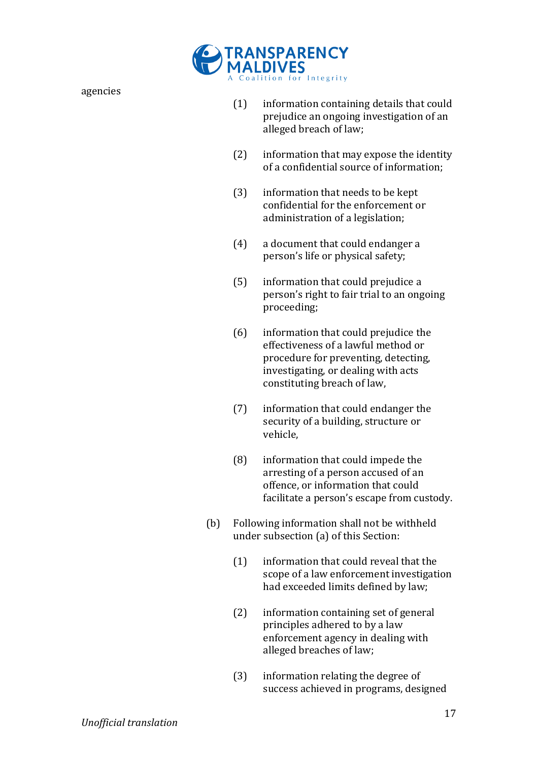agencies

(1) information containing details that could prejudice an ongoing investigation of an alleged breach of law;

(2) information that may expose the identity of a confidential source of information;

(3) information that needs to be kept confidential for the enforcement or administration of a legislation;

(4) a document that could endanger a person's life or physical safety;

(5) information that could prejudice a person's right to fair trial to an ongoing proceeding;

(6) information that could prejudice the effectiveness of a lawful method or procedure for preventing, detecting, investigating, or dealing with acts constituting breach of law,

(7) information that could endanger the security of a building, structure or vehicle,

(8) information that could impede the arresting of a person accused of an offence, or information that could facilitate a person's escape from custody.

(b) Following information shall not be withheld under subsection (a) of this Section:

(1) information that could reveal that the scope of a law enforcement investigation had exceeded limits defined by law;

(2) information containing set of general principles adhered to by a law enforcement agency in dealing with alleged breaches of law;

(3) information relating the degree of success achieved in programs, designed

*Unofficial translation*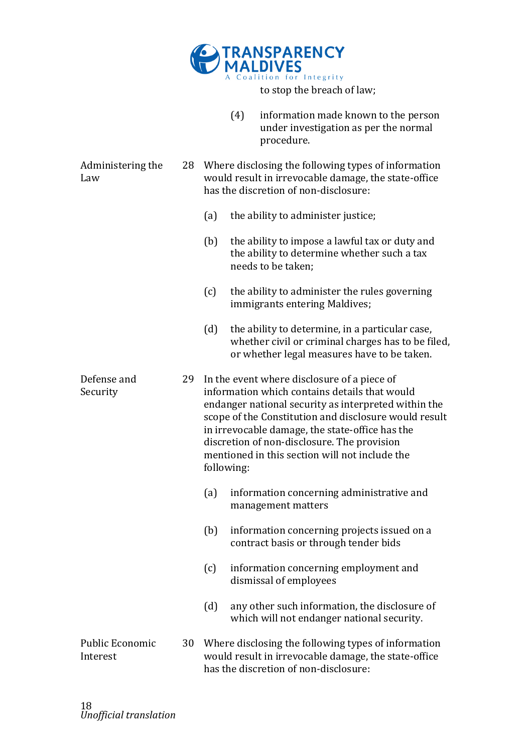to stop the breach of law;

(4) information made known to the person under investigation as per the normal procedure.

**Administering the Law**

28 Where disclosing the following types of information would result in irrevocable damage, the state-office has the discretion of non-disclosure:

(a) the ability to administer justice;

(b) the ability to impose a lawful tax or duty and the ability to determine whether such a tax needs to be taken;

(c) the ability to administer the rules governing immigrants entering Maldives;

(d) the ability to determine, in a particular case, whether civil or criminal charges has to be filed, or whether legal measures have to be taken.

**Defense and Security**

29 In the event where disclosure of a piece of information which contains details that would endanger national security as interpreted within the scope of the Constitution and disclosure would result in irrevocable damage, the state-office has the discretion of non-disclosure. The provision mentioned in this section will not include the following:

(a) information concerning administrative and management matters

(b) information concerning projects issued on a contract basis or through tender bids

(c) information concerning employment and dismissal of employees

(d) any other such information, the disclosure of which will not endanger national security.

**Public Economic Interest**

30 Where disclosing the following types of information would result in irrevocable damage, the state-office has the discretion of non-disclosure:

*Unofficial translation*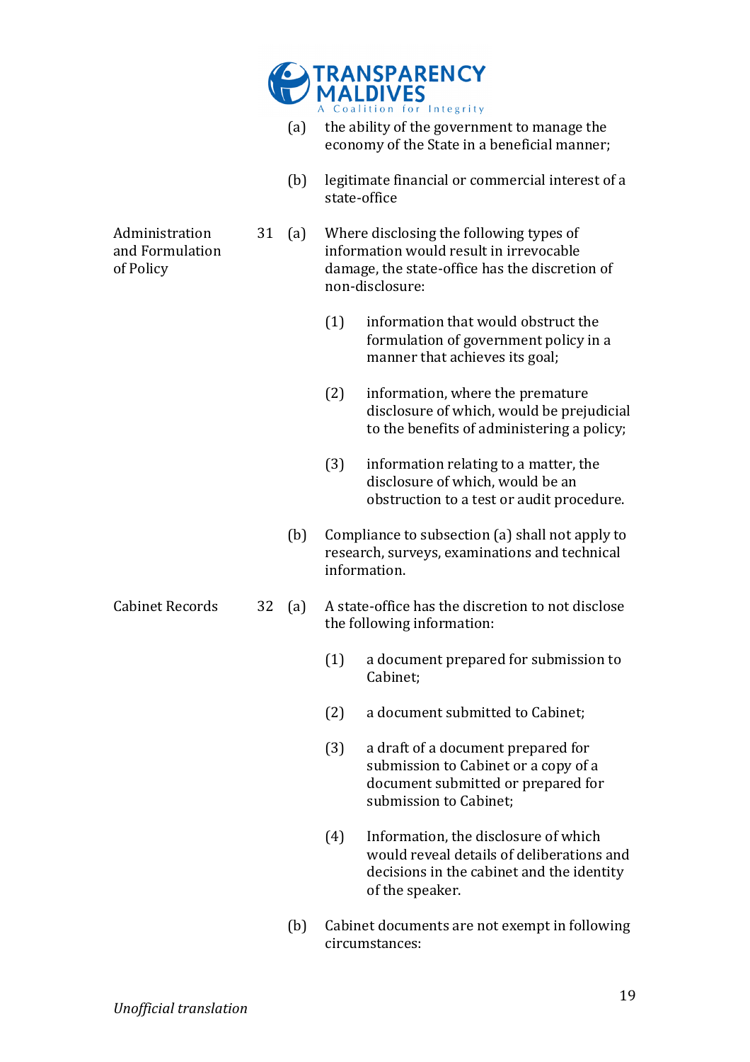(a) the ability of the government to manage the economy of the State in a beneficial manner;

(b) legitimate financial or commercial interest of a state-office

**Administration and Formulation of Policy**

31 (a) Where disclosing the following types of information would result in irrevocable damage, the state-office has the discretion of non-disclosure:

(1) information that would obstruct the formulation of government policy in a manner that achieves its goal;

(2) information, where the premature disclosure of which, would be prejudicial to the benefits of administering a policy;

(3) information relating to a matter, the disclosure of which, would be an obstruction to a test or audit procedure.

(b) Compliance to subsection (a) shall not apply to research, surveys, examinations and technical information.

**Cabinet Records**

32 (a) A state-office has the discretion to not disclose the following information:

(1) a document prepared for submission to Cabinet;

(2) a document submitted to Cabinet;

(3) a draft of a document prepared for submission to Cabinet or a copy of a document submitted or prepared for submission to Cabinet;

(4) Information, the disclosure of which would reveal details of deliberations and decisions in the cabinet and the identity of the speaker.

(b) Cabinet documents are not exempt in following circumstances: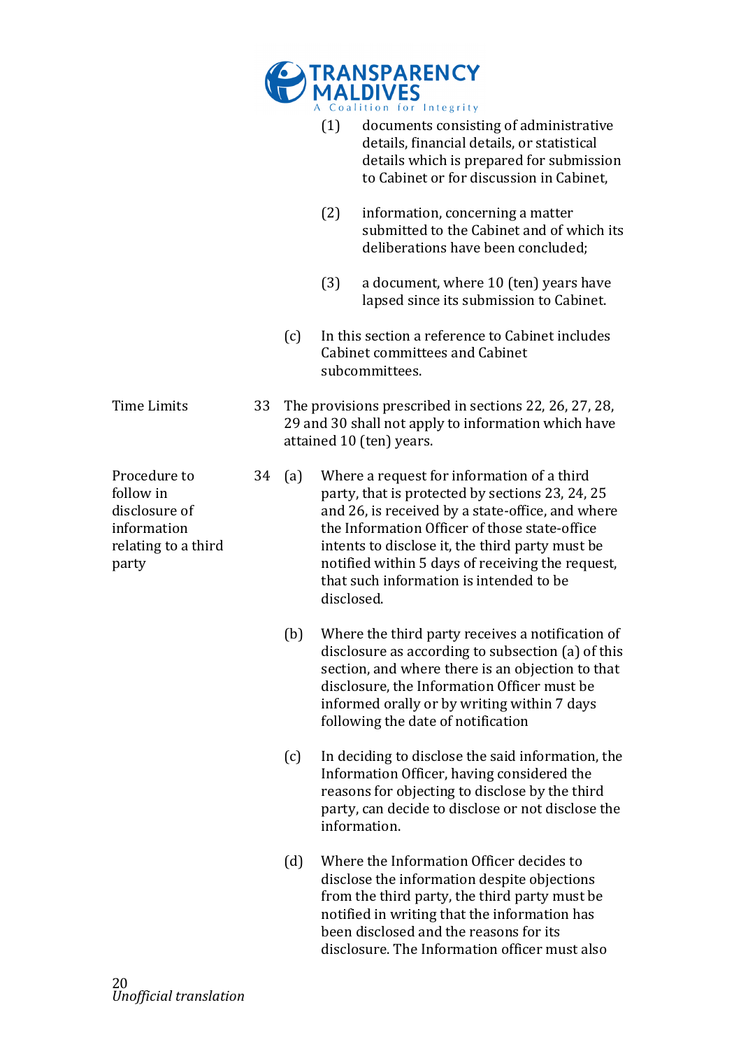(1) documents consisting of administrative details, financial details, or statistical details which is prepared for submission to Cabinet or for discussion in Cabinet,

(2) information, concerning a matter submitted to the Cabinet and of which its deliberations have been concluded;

(3) a document, where 10 (ten) years have lapsed since its submission to Cabinet.

(c) In this section a reference to Cabinet includes Cabinet committees and Cabinet subcommittees.

**Time Limits**

33 The provisions prescribed in sections 22, 26, 27, 28, 29 and 30 shall not apply to information which have attained 10 (ten) years.

**Procedure to follow in disclosure of information relating to a third party**

34 (a) Where a request for information of a third party, that is protected by sections 23, 24, 25 and 26, is received by a state-office, and where the Information Officer of those state-office intents to disclose it, the third party must be notified within 5 days of receiving the request, that such information is intended to be disclosed.

(b) Where the third party receives a notification of disclosure as according to subsection (a) of this section, and where there is an objection to that disclosure, the Information Officer must be informed orally or by writing within 7 days following the date of notification

(c) In deciding to disclose the said information, the Information Officer, having considered the reasons for objecting to disclose by the third party, can decide to disclose or not disclose the information.

(d) Where the Information Officer decides to disclose the information despite objections from the third party, the third party must be notified in writing that the information has been disclosed and the reasons for its disclosure. The Information officer must also

*Unofficial translation*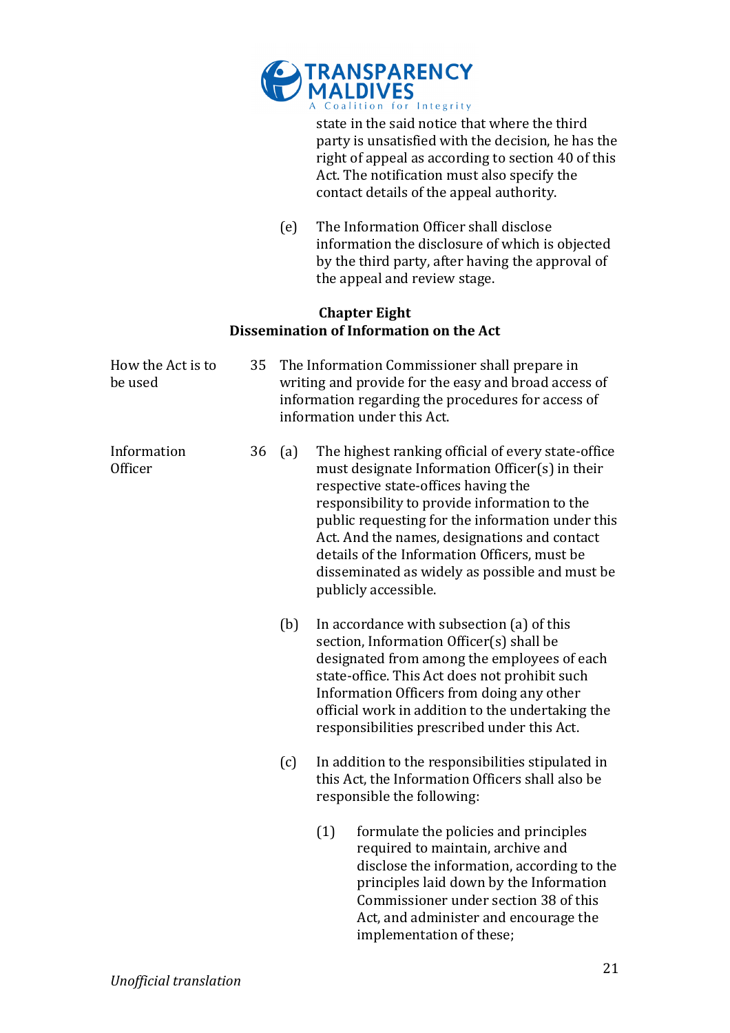state in the said notice that where the third party is unsatisfied with the decision, he has the right of appeal as according to section 40 of this Act. The notification must also specify the contact details of the appeal authority.

(e) The Information Officer shall disclose information the disclosure of which is objected by the third party, after having the approval of the appeal and review stage.

## Chapter Eight
## Dissemination of Information on the Act

**How the Act is to be used**

35 The Information Commissioner shall prepare in writing and provide for the easy and broad access of information regarding the procedures for access of information under this Act.

**Information Officer**

36 (a) The highest ranking official of every state-office must designate Information Officer(s) in their respective state-offices having the responsibility to provide information to the public requesting for the information under this Act. And the names, designations and contact details of the Information Officers, must be disseminated as widely as possible and must be publicly accessible.

(b) In accordance with subsection (a) of this section, Information Officer(s) shall be designated from among the employees of each state-office. This Act does not prohibit such Information Officers from doing any other official work in addition to the undertaking the responsibilities prescribed under this Act.

(c) In addition to the responsibilities stipulated in this Act, the Information Officers shall also be responsible the following:

(1) formulate the policies and principles required to maintain, archive and disclose the information, according to the principles laid down by the Information Commissioner under section 38 of this Act, and administer and encourage the implementation of these;

*Unofficial translation*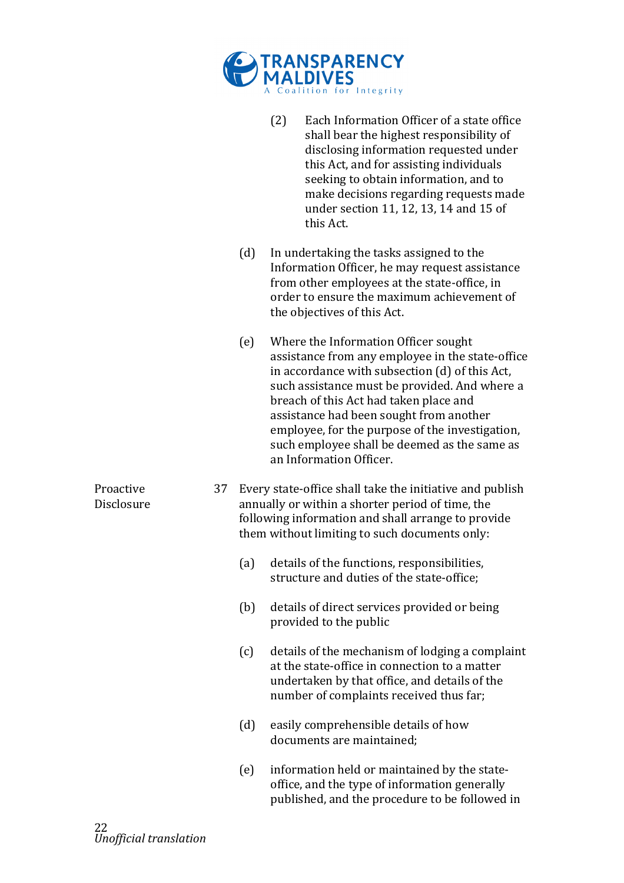(2) Each Information Officer of a state office shall bear the highest responsibility of disclosing information requested under this Act, and for assisting individuals seeking to obtain information, and to make decisions regarding requests made under section 11, 12, 13, 14 and 15 of this Act.

(d) In undertaking the tasks assigned to the Information Officer, he may request assistance from other employees at the state-office, in order to ensure the maximum achievement of the objectives of this Act.

(e) Where the Information Officer sought assistance from any employee in the state-office in accordance with subsection (d) of this Act, such assistance must be provided. And where a breach of this Act had taken place and assistance had been sought from another employee, for the purpose of the investigation, such employee shall be deemed as the same as an Information Officer.

**Proactive Disclosure**

37 Every state-office shall take the initiative and publish annually or within a shorter period of time, the following information and shall arrange to provide them without limiting to such documents only:

(a) details of the functions, responsibilities, structure and duties of the state-office;

(b) details of direct services provided or being provided to the public

(c) details of the mechanism of lodging a complaint at the state-office in connection to a matter undertaken by that office, and details of the number of complaints received thus far;

(d) easily comprehensible details of how documents are maintained;

(e) information held or maintained by the state-office, and the type of information generally published, and the procedure to be followed in

*Unofficial translation*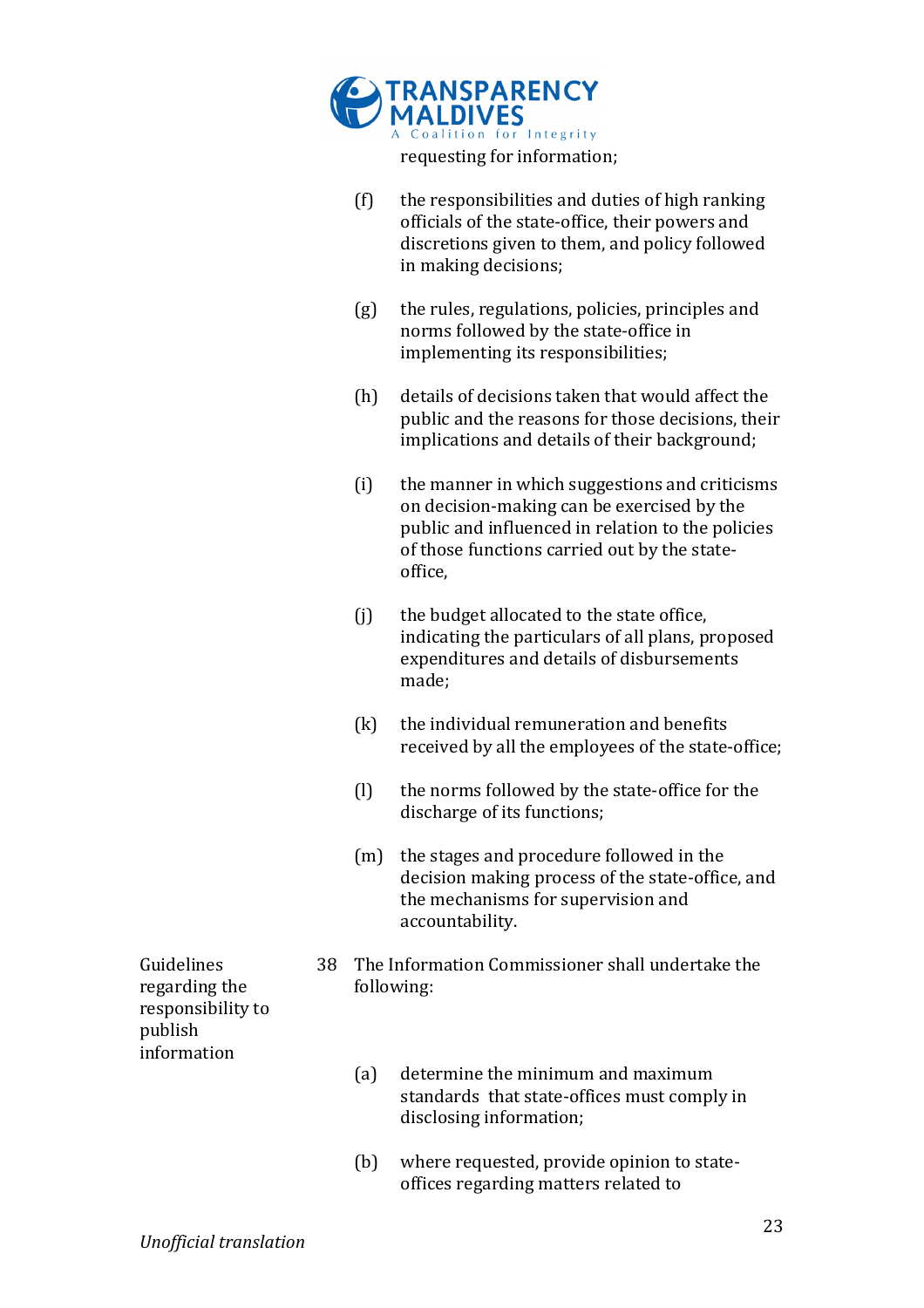requesting for information;

(f) the responsibilities and duties of high ranking officials of the state-office, their powers and discretions given to them, and policy followed in making decisions;

(g) the rules, regulations, policies, principles and norms followed by the state-office in implementing its responsibilities;

(h) details of decisions taken that would affect the public and the reasons for those decisions, their implications and details of their background;

(i) the manner in which suggestions and criticisms on decision-making can be exercised by the public and influenced in relation to the policies of those functions carried out by the state-office,

(j) the budget allocated to the state office, indicating the particulars of all plans, proposed expenditures and details of disbursements made;

(k) the individual remuneration and benefits received by all the employees of the state-office;

(l) the norms followed by the state-office for the discharge of its functions;

(m) the stages and procedure followed in the decision making process of the state-office, and the mechanisms for supervision and accountability.

**Guidelines regarding the responsibility to publish information**

38 The Information Commissioner shall undertake the following:

(a) determine the minimum and maximum standards that state-offices must comply in disclosing information;

(b) where requested, provide opinion to state-offices regarding matters related to

*Unofficial translation*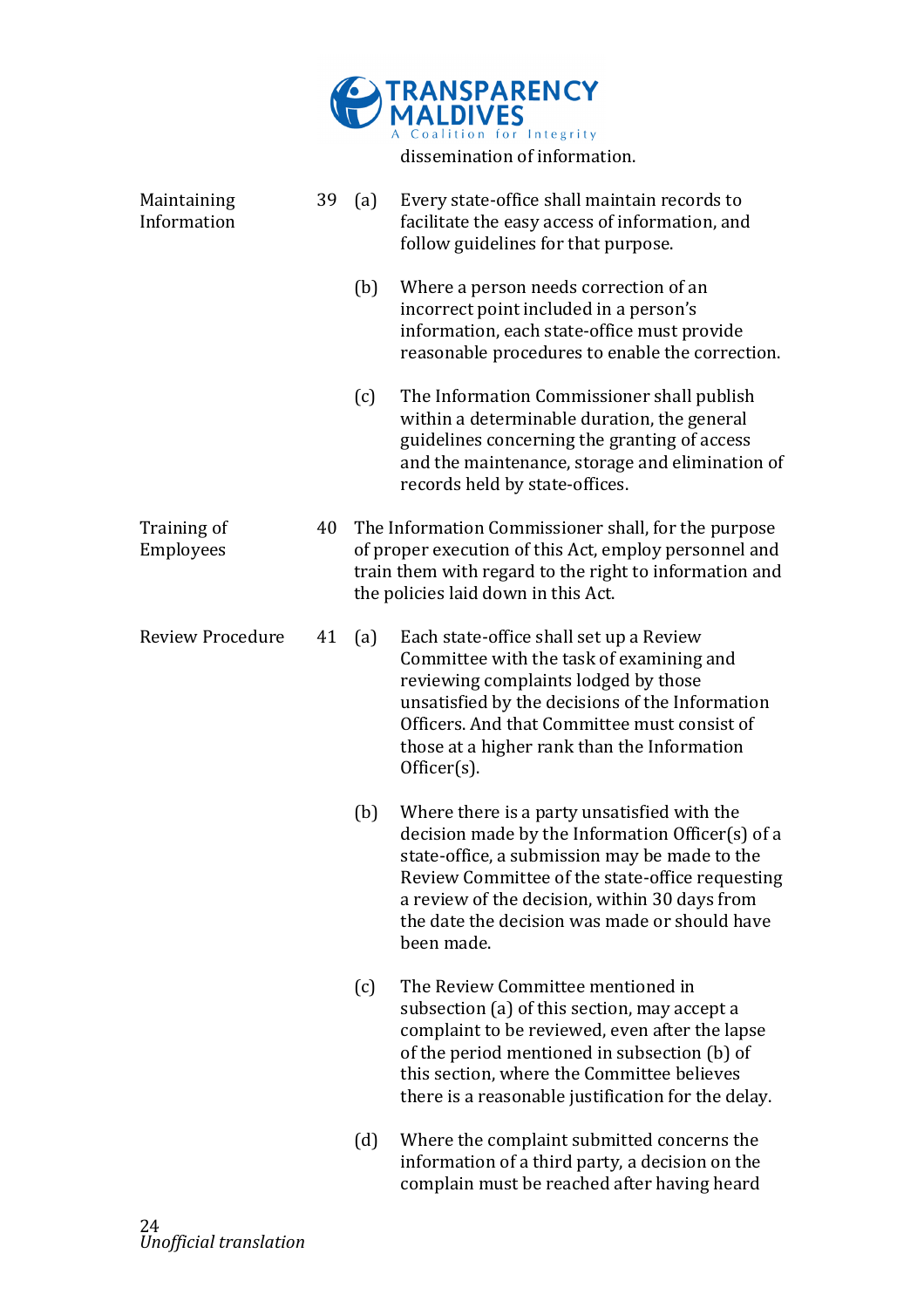dissemination of information.

**Maintaining Information**

39 (a) Every state-office shall maintain records to facilitate the easy access of information, and follow guidelines for that purpose.

(b) Where a person needs correction of an incorrect point included in a person's information, each state-office must provide reasonable procedures to enable the correction.

(c) The Information Commissioner shall publish within a determinable duration, the general guidelines concerning the granting of access and the maintenance, storage and elimination of records held by state-offices.

**Training of Employees**

40 The Information Commissioner shall, for the purpose of proper execution of this Act, employ personnel and train them with regard to the right to information and the policies laid down in this Act.

**Review Procedure**

41 (a) Each state-office shall set up a Review Committee with the task of examining and reviewing complaints lodged by those unsatisfied by the decisions of the Information Officers. And that Committee must consist of those at a higher rank than the Information Officer(s).

(b) Where there is a party unsatisfied with the decision made by the Information Officer(s) of a state-office, a submission may be made to the Review Committee of the state-office requesting a review of the decision, within 30 days from the date the decision was made or should have been made.

(c) The Review Committee mentioned in subsection (a) of this section, may accept a complaint to be reviewed, even after the lapse of the period mentioned in subsection (b) of this section, where the Committee believes there is a reasonable justification for the delay.

(d) Where the complaint submitted concerns the information of a third party, a decision on the complain must be reached after having heard

*Unofficial translation*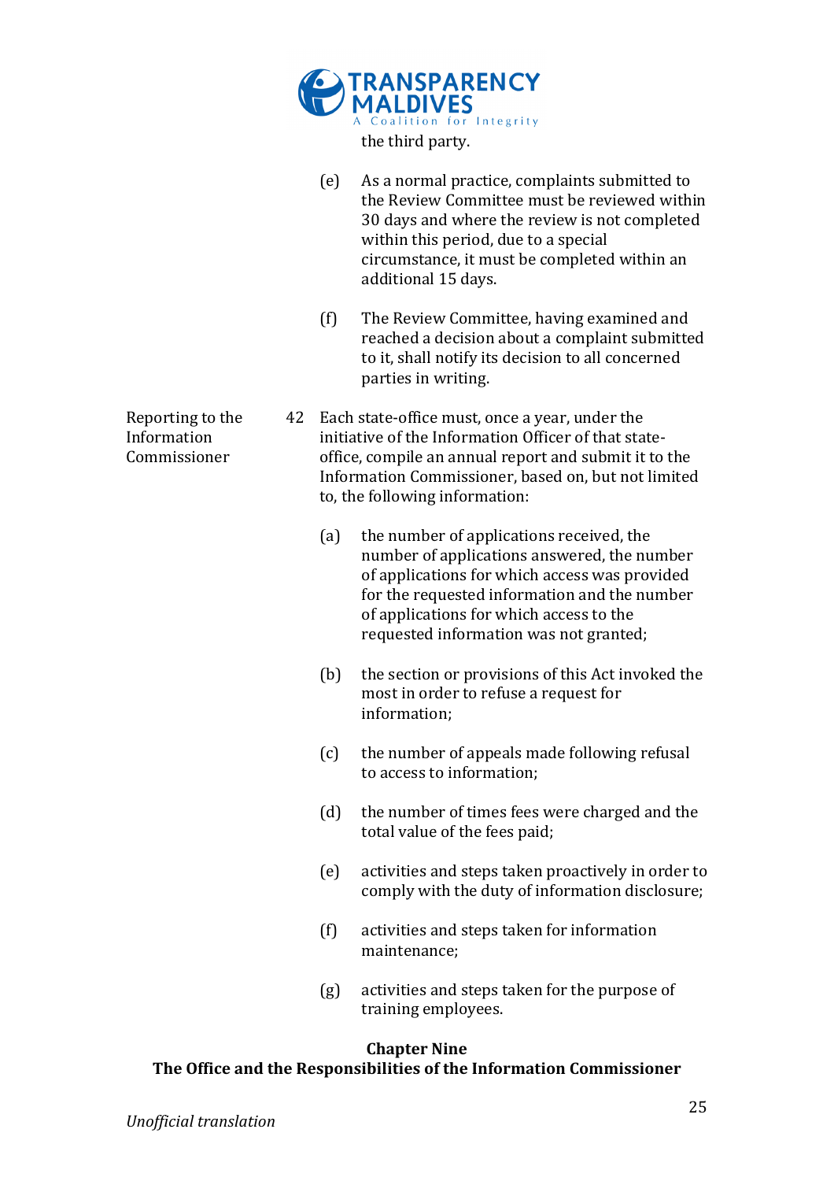the third party.

(e) As a normal practice, complaints submitted to the Review Committee must be reviewed within 30 days and where the review is not completed within this period, due to a special circumstance, it must be completed within an additional 15 days.

(f) The Review Committee, having examined and reached a decision about a complaint submitted to it, shall notify its decision to all concerned parties in writing.

**Reporting to the Information Commissioner**

42 Each state-office must, once a year, under the initiative of the Information Officer of that state-office, compile an annual report and submit it to the Information Commissioner, based on, but not limited to, the following information:

(a) the number of applications received, the number of applications answered, the number of applications for which access was provided for the requested information and the number of applications for which access to the requested information was not granted;

(b) the section or provisions of this Act invoked the most in order to refuse a request for information;

(c) the number of appeals made following refusal to access to information;

(d) the number of times fees were charged and the total value of the fees paid;

(e) activities and steps taken proactively in order to comply with the duty of information disclosure;

(f) activities and steps taken for information maintenance;

(g) activities and steps taken for the purpose of training employees.

## Chapter Nine
## The Office and the Responsibilities of the Information Commissioner

*Unofficial translation*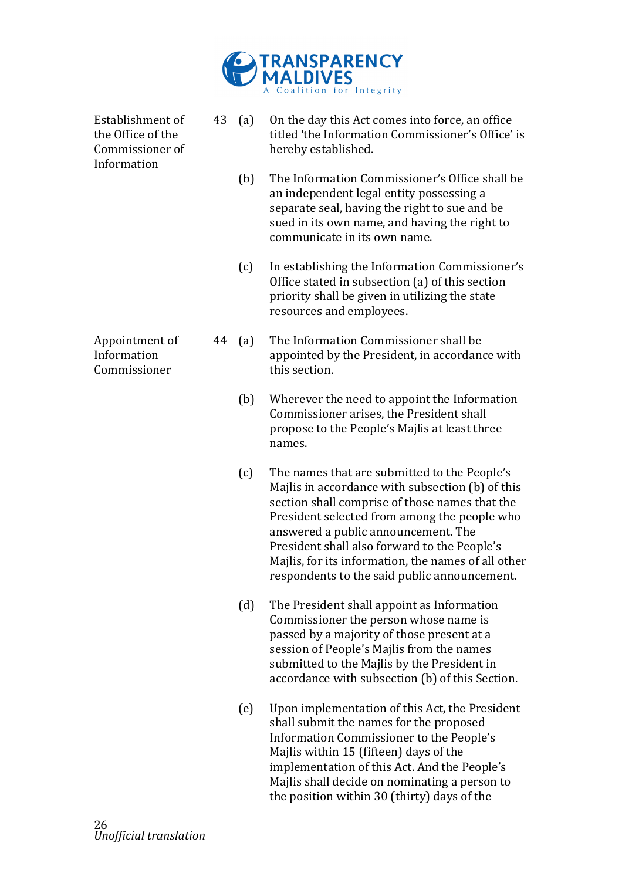**Establishment of the Office of the Commissioner of Information**

43 (a) On the day this Act comes into force, an office titled 'the Information Commissioner's Office' is hereby established.

(b) The Information Commissioner's Office shall be an independent legal entity possessing a separate seal, having the right to sue and be sued in its own name, and having the right to communicate in its own name.

(c) In establishing the Information Commissioner's Office stated in subsection (a) of this section priority shall be given in utilizing the state resources and employees.

**Appointment of Information Commissioner**

44 (a) The Information Commissioner shall be appointed by the President, in accordance with this section.

(b) Wherever the need to appoint the Information Commissioner arises, the President shall propose to the People's Majlis at least three names.

(c) The names that are submitted to the People's Majlis in accordance with subsection (b) of this section shall comprise of those names that the President selected from among the people who answered a public announcement. The President shall also forward to the People's Majlis, for its information, the names of all other respondents to the said public announcement.

(d) The President shall appoint as Information Commissioner the person whose name is passed by a majority of those present at a session of People's Majlis from the names submitted to the Majlis by the President in accordance with subsection (b) of this Section.

(e) Upon implementation of this Act, the President shall submit the names for the proposed Information Commissioner to the People's Majlis within 15 (fifteen) days of the implementation of this Act. And the People's Majlis shall decide on nominating a person to the position within 30 (thirty) days of the

*Unofficial translation*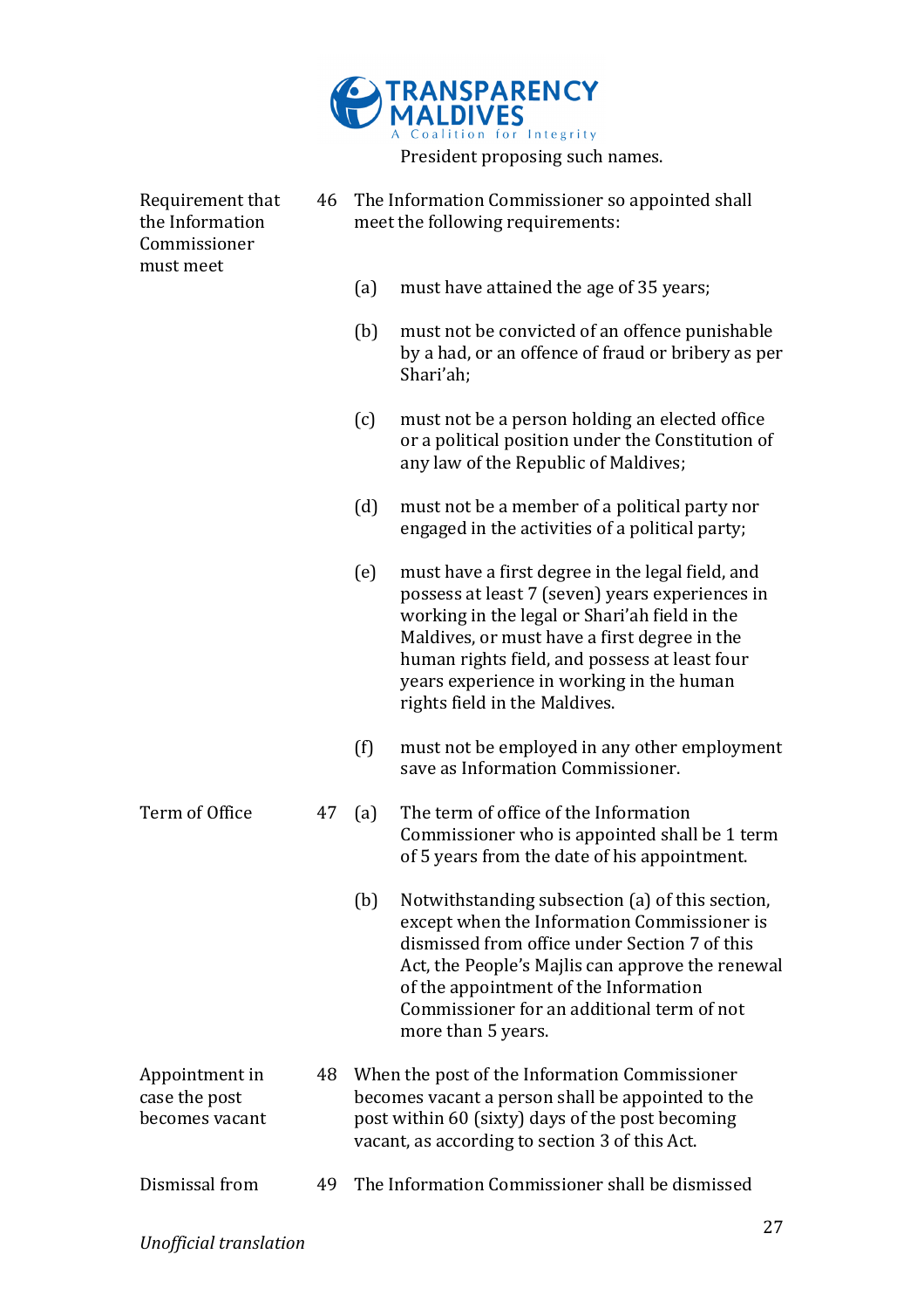President proposing such names.

| | | | |
|---|---|---|---|
| Requirement that the Information Commissioner must meet | 46 | The Information Commissioner so appointed shall meet the following requirements: | |
| | | (a) | must have attained the age of 35 years; |
| | | (b) | must not be convicted of an offence punishable by a had, or an offence of fraud or bribery as per Shari'ah; |
| | | (c) | must not be a person holding an elected office or a political position under the Constitution of any law of the Republic of Maldives; |
| | | (d) | must not be a member of a political party nor engaged in the activities of a political party; |
| | | (e) | must have a first degree in the legal field, and possess at least 7 (seven) years experiences in working in the legal or Shari'ah field in the Maldives, or must have a first degree in the human rights field, and possess at least four years experience in working in the human rights field in the Maldives. |
| | | (f) | must not be employed in any other employment save as Information Commissioner. |
| Term of Office | 47 | (a) | The term of office of the Information Commissioner who is appointed shall be 1 term of 5 years from the date of his appointment. |
| | | (b) | Notwithstanding subsection (a) of this section, except when the Information Commissioner is dismissed from office under Section 7 of this Act, the People's Majlis can approve the renewal of the appointment of the Information Commissioner for an additional term of not more than 5 years. |
| Appointment in case the post becomes vacant | 48 | When the post of the Information Commissioner becomes vacant a person shall be appointed to the post within 60 (sixty) days of the post becoming vacant, as according to section 3 of this Act. | |
| Dismissal from | 49 | The Information Commissioner shall be dismissed | |

*Unofficial translation*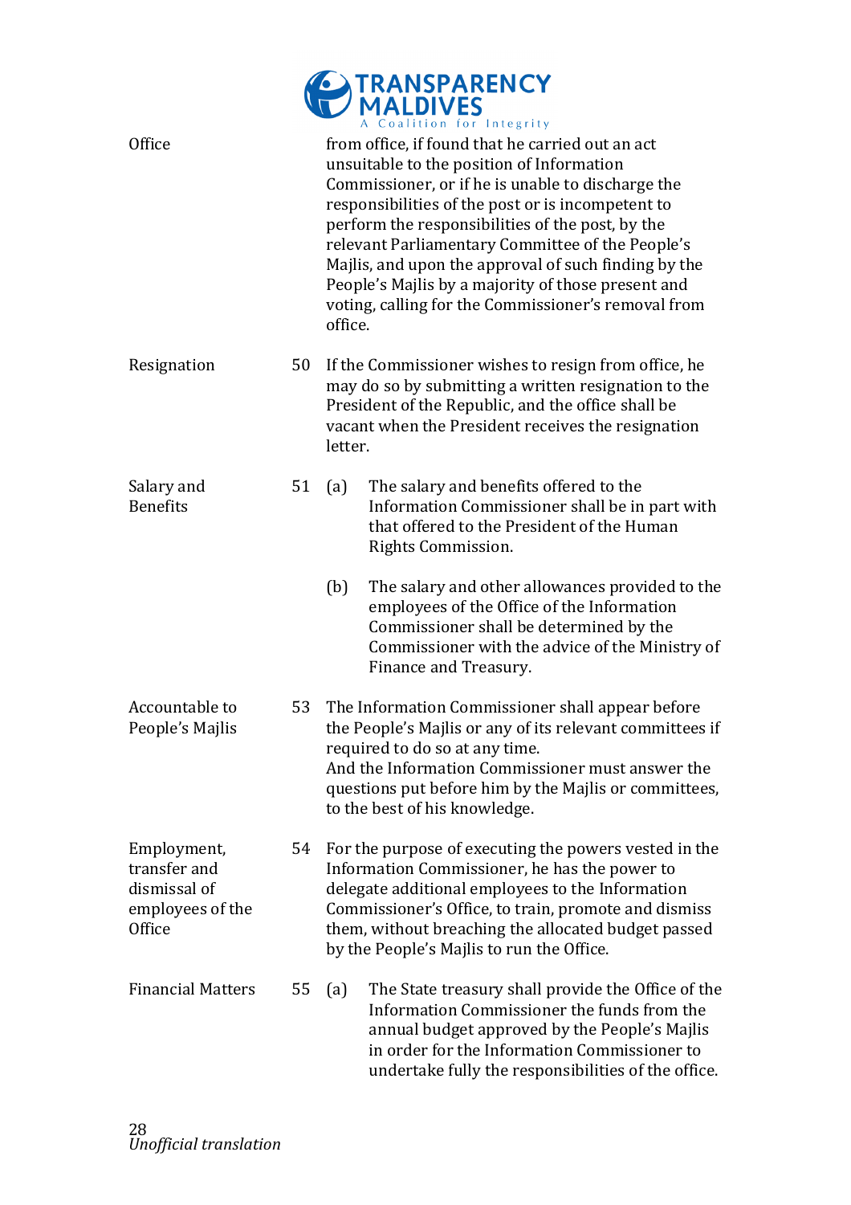Office — from office, if found that he carried out an act unsuitable to the position of Information Commissioner, or if he is unable to discharge the responsibilities of the post or is incompetent to perform the responsibilities of the post, by the relevant Parliamentary Committee of the People's Majlis, and upon the approval of such finding by the People's Majlis by a majority of those present and voting, calling for the Commissioner's removal from office.

**Resignation**

50 If the Commissioner wishes to resign from office, he may do so by submitting a written resignation to the President of the Republic, and the office shall be vacant when the President receives the resignation letter.

**Salary and Benefits**

51 (a) The salary and benefits offered to the Information Commissioner shall be in part with that offered to the President of the Human Rights Commission.

(b) The salary and other allowances provided to the employees of the Office of the Information Commissioner shall be determined by the Commissioner with the advice of the Ministry of Finance and Treasury.

**Accountable to People's Majlis**

53 The Information Commissioner shall appear before the People's Majlis or any of its relevant committees if required to do so at any time.
And the Information Commissioner must answer the questions put before him by the Majlis or committees, to the best of his knowledge.

**Employment, transfer and dismissal of employees of the Office**

54 For the purpose of executing the powers vested in the Information Commissioner, he has the power to delegate additional employees to the Information Commissioner's Office, to train, promote and dismiss them, without breaching the allocated budget passed by the People's Majlis to run the Office.

**Financial Matters**

55 (a) The State treasury shall provide the Office of the Information Commissioner the funds from the annual budget approved by the People's Majlis in order for the Information Commissioner to undertake fully the responsibilities of the office.

*Unofficial translation*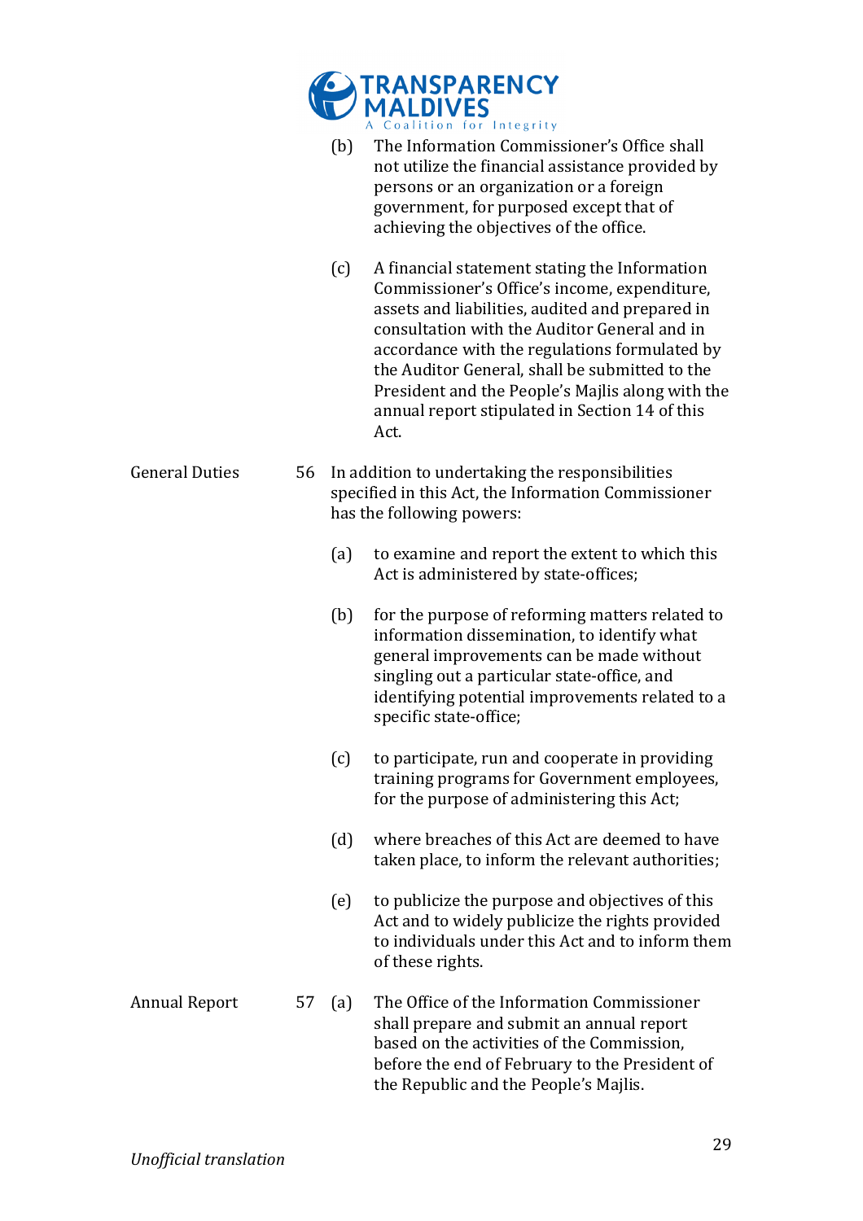(b) The Information Commissioner's Office shall not utilize the financial assistance provided by persons or an organization or a foreign government, for purposed except that of achieving the objectives of the office.

(c) A financial statement stating the Information Commissioner's Office's income, expenditure, assets and liabilities, audited and prepared in consultation with the Auditor General and in accordance with the regulations formulated by the Auditor General, shall be submitted to the President and the People's Majlis along with the annual report stipulated in Section 14 of this Act.

**General Duties**

56 In addition to undertaking the responsibilities specified in this Act, the Information Commissioner has the following powers:

(a) to examine and report the extent to which this Act is administered by state-offices;

(b) for the purpose of reforming matters related to information dissemination, to identify what general improvements can be made without singling out a particular state-office, and identifying potential improvements related to a specific state-office;

(c) to participate, run and cooperate in providing training programs for Government employees, for the purpose of administering this Act;

(d) where breaches of this Act are deemed to have taken place, to inform the relevant authorities;

(e) to publicize the purpose and objectives of this Act and to widely publicize the rights provided to individuals under this Act and to inform them of these rights.

**Annual Report**

57 (a) The Office of the Information Commissioner shall prepare and submit an annual report based on the activities of the Commission, before the end of February to the President of the Republic and the People's Majlis.

*Unofficial translation*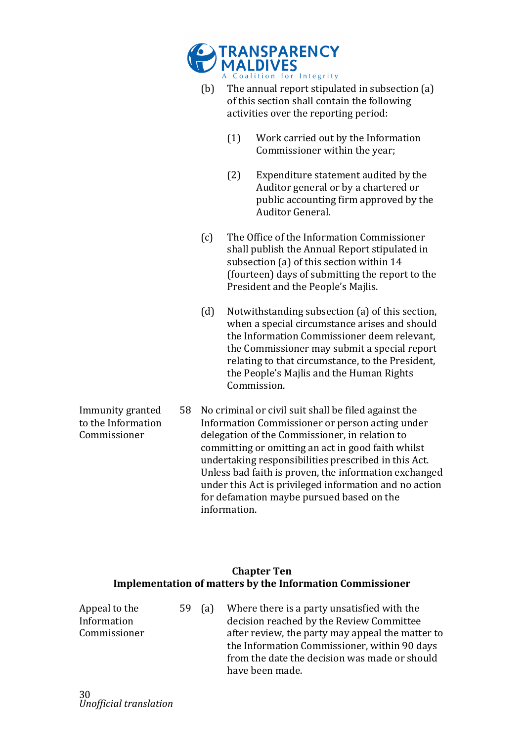(b) The annual report stipulated in subsection (a) of this section shall contain the following activities over the reporting period:

(1) Work carried out by the Information Commissioner within the year;

(2) Expenditure statement audited by the Auditor general or by a chartered or public accounting firm approved by the Auditor General.

(c) The Office of the Information Commissioner shall publish the Annual Report stipulated in subsection (a) of this section within 14 (fourteen) days of submitting the report to the President and the People's Majlis.

(d) Notwithstanding subsection (a) of this section, when a special circumstance arises and should the Information Commissioner deem relevant, the Commissioner may submit a special report relating to that circumstance, to the President, the People's Majlis and the Human Rights Commission.

**Immunity granted to the Information Commissioner**

58 No criminal or civil suit shall be filed against the Information Commissioner or person acting under delegation of the Commissioner, in relation to committing or omitting an act in good faith whilst undertaking responsibilities prescribed in this Act. Unless bad faith is proven, the information exchanged under this Act is privileged information and no action for defamation maybe pursued based on the information.

## Chapter Ten
## Implementation of matters by the Information Commissioner

**Appeal to the Information Commissioner**

59 (a) Where there is a party unsatisfied with the decision reached by the Review Committee after review, the party may appeal the matter to the Information Commissioner, within 90 days from the date the decision was made or should have been made.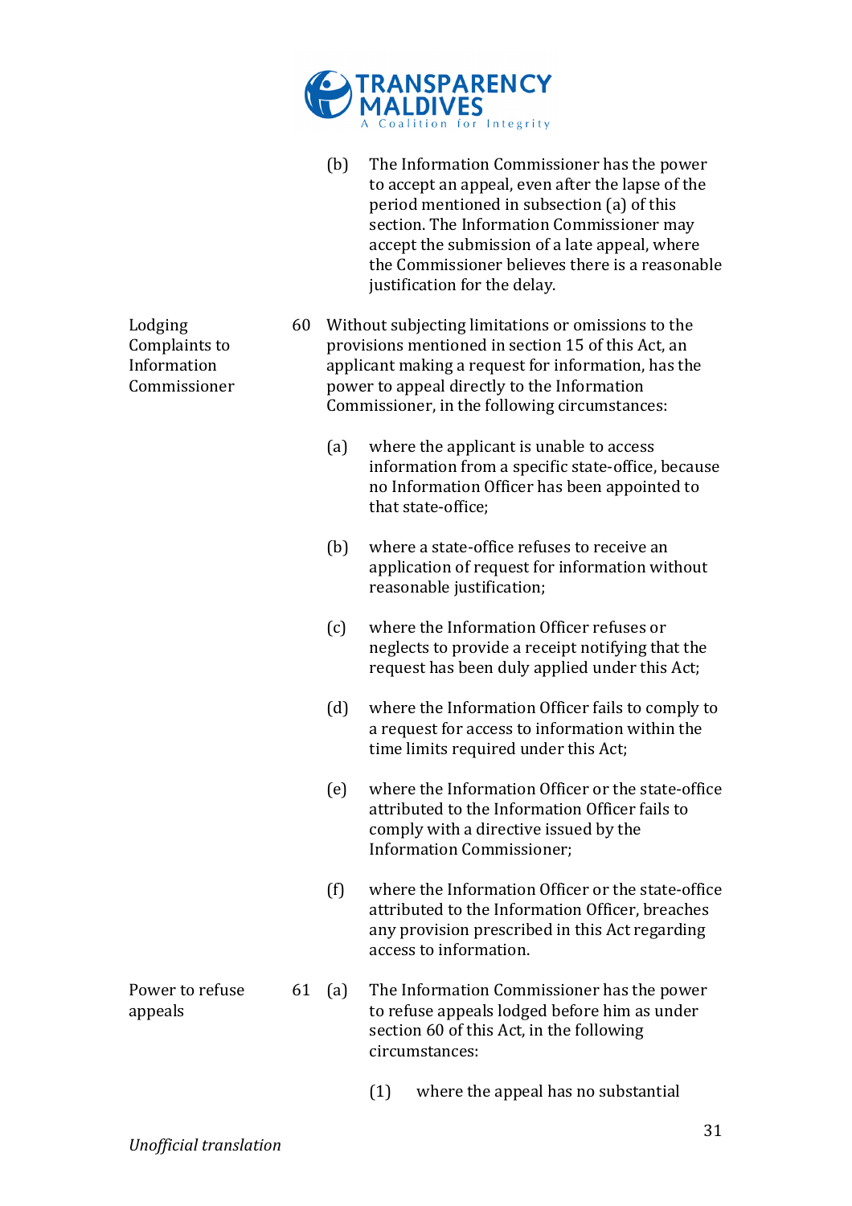(b) The Information Commissioner has the power to accept an appeal, even after the lapse of the period mentioned in subsection (a) of this section. The Information Commissioner may accept the submission of a late appeal, where the Commissioner believes there is a reasonable justification for the delay.

**Lodging Complaints to Information Commissioner**

60 Without subjecting limitations or omissions to the provisions mentioned in section 15 of this Act, an applicant making a request for information, has the power to appeal directly to the Information Commissioner, in the following circumstances:

(a) where the applicant is unable to access information from a specific state-office, because no Information Officer has been appointed to that state-office;

(b) where a state-office refuses to receive an application of request for information without reasonable justification;

(c) where the Information Officer refuses or neglects to provide a receipt notifying that the request has been duly applied under this Act;

(d) where the Information Officer fails to comply to a request for access to information within the time limits required under this Act;

(e) where the Information Officer or the state-office attributed to the Information Officer fails to comply with a directive issued by the Information Commissioner;

(f) where the Information Officer or the state-office attributed to the Information Officer, breaches any provision prescribed in this Act regarding access to information.

**Power to refuse appeals**

61 (a) The Information Commissioner has the power to refuse appeals lodged before him as under section 60 of this Act, in the following circumstances:

(1) where the appeal has no substantial

*Unofficial translation*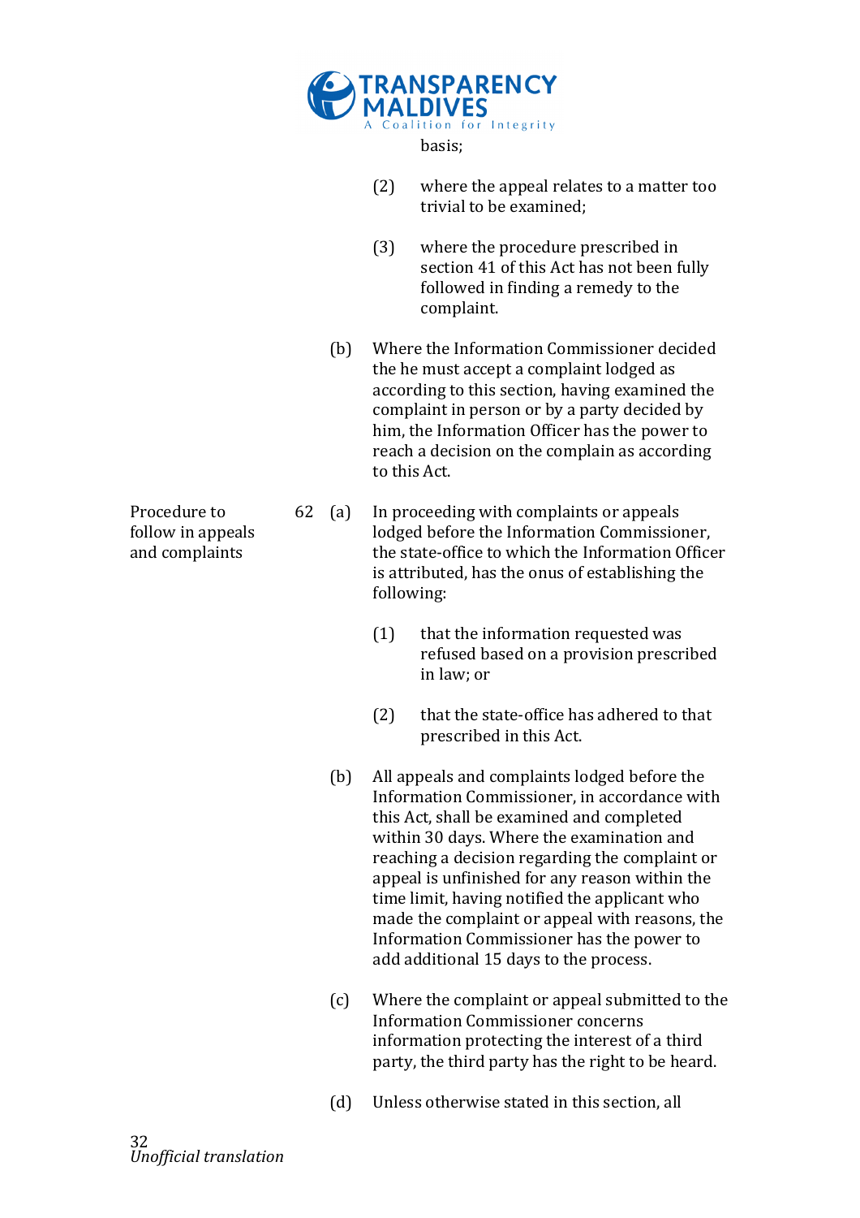basis;

(2) where the appeal relates to a matter too trivial to be examined;

(3) where the procedure prescribed in section 41 of this Act has not been fully followed in finding a remedy to the complaint.

(b) Where the Information Commissioner decided the he must accept a complaint lodged as according to this section, having examined the complaint in person or by a party decided by him, the Information Officer has the power to reach a decision on the complain as according to this Act.

**Procedure to follow in appeals and complaints**

62 (a) In proceeding with complaints or appeals lodged before the Information Commissioner, the state-office to which the Information Officer is attributed, has the onus of establishing the following:

(1) that the information requested was refused based on a provision prescribed in law; or

(2) that the state-office has adhered to that prescribed in this Act.

(b) All appeals and complaints lodged before the Information Commissioner, in accordance with this Act, shall be examined and completed within 30 days. Where the examination and reaching a decision regarding the complaint or appeal is unfinished for any reason within the time limit, having notified the applicant who made the complaint or appeal with reasons, the Information Commissioner has the power to add additional 15 days to the process.

(c) Where the complaint or appeal submitted to the Information Commissioner concerns information protecting the interest of a third party, the third party has the right to be heard.

(d) Unless otherwise stated in this section, all

*Unofficial translation*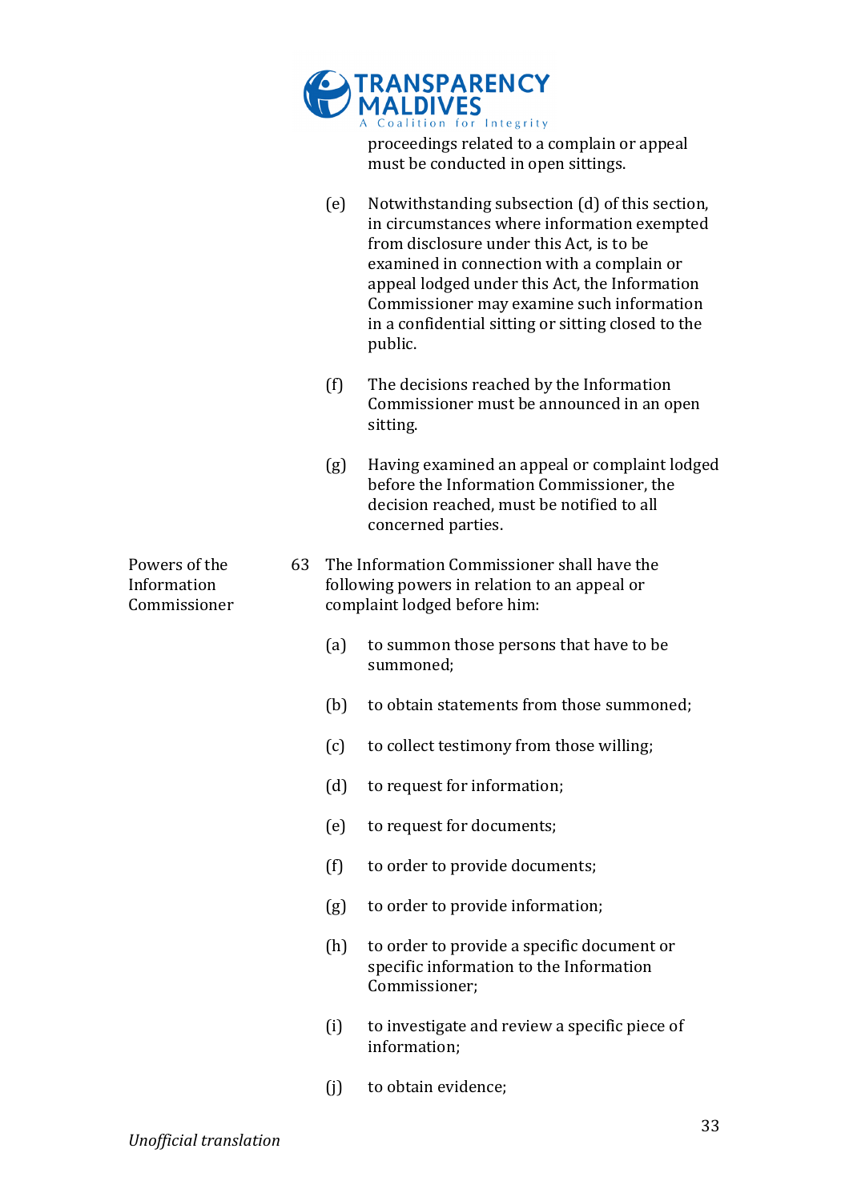proceedings related to a complain or appeal must be conducted in open sittings.

(e) Notwithstanding subsection (d) of this section, in circumstances where information exempted from disclosure under this Act, is to be examined in connection with a complain or appeal lodged under this Act, the Information Commissioner may examine such information in a confidential sitting or sitting closed to the public.

(f) The decisions reached by the Information Commissioner must be announced in an open sitting.

(g) Having examined an appeal or complaint lodged before the Information Commissioner, the decision reached, must be notified to all concerned parties.

**Powers of the Information Commissioner**

63 The Information Commissioner shall have the following powers in relation to an appeal or complaint lodged before him:

(a) to summon those persons that have to be summoned;

(b) to obtain statements from those summoned;

(c) to collect testimony from those willing;

(d) to request for information;

(e) to request for documents;

(f) to order to provide documents;

(g) to order to provide information;

(h) to order to provide a specific document or specific information to the Information Commissioner;

(i) to investigate and review a specific piece of information;

(j) to obtain evidence;

*Unofficial translation*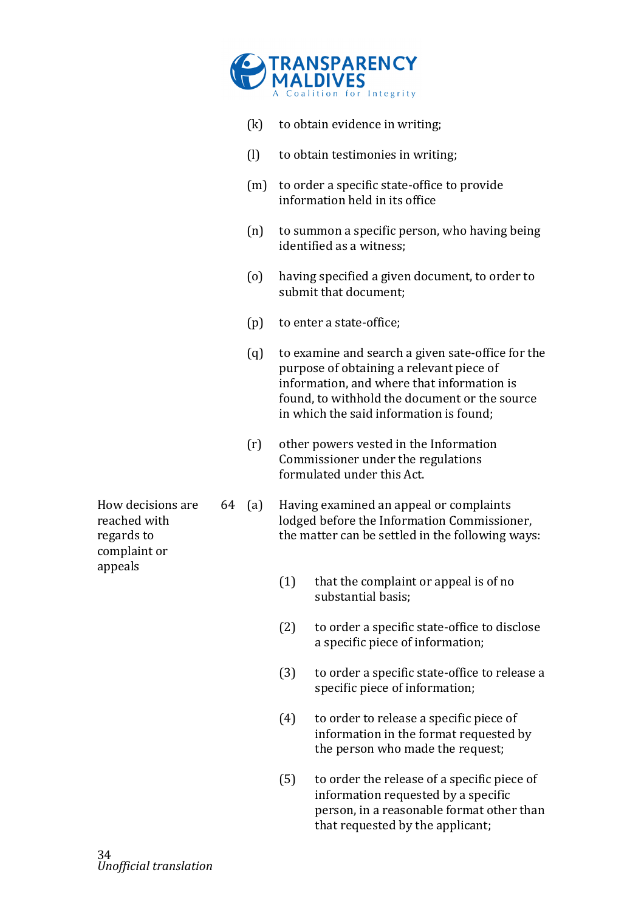(k) to obtain evidence in writing;

(l) to obtain testimonies in writing;

(m) to order a specific state-office to provide information held in its office

(n) to summon a specific person, who having being identified as a witness;

(o) having specified a given document, to order to submit that document;

(p) to enter a state-office;

(q) to examine and search a given sate-office for the purpose of obtaining a relevant piece of information, and where that information is found, to withhold the document or the source in which the said information is found;

(r) other powers vested in the Information Commissioner under the regulations formulated under this Act.

**How decisions are reached with regards to complaint or appeals**

64 (a) Having examined an appeal or complaints lodged before the Information Commissioner, the matter can be settled in the following ways:

(1) that the complaint or appeal is of no substantial basis;

(2) to order a specific state-office to disclose a specific piece of information;

(3) to order a specific state-office to release a specific piece of information;

(4) to order to release a specific piece of information in the format requested by the person who made the request;

(5) to order the release of a specific piece of information requested by a specific person, in a reasonable format other than that requested by the applicant;

*Unofficial translation*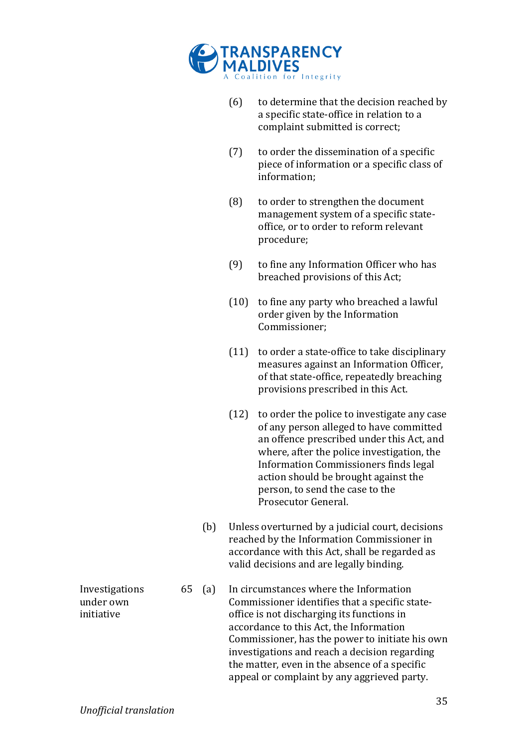(6) to determine that the decision reached by a specific state-office in relation to a complaint submitted is correct;

(7) to order the dissemination of a specific piece of information or a specific class of information;

(8) to order to strengthen the document management system of a specific state-office, or to order to reform relevant procedure;

(9) to fine any Information Officer who has breached provisions of this Act;

(10) to fine any party who breached a lawful order given by the Information Commissioner;

(11) to order a state-office to take disciplinary measures against an Information Officer, of that state-office, repeatedly breaching provisions prescribed in this Act.

(12) to order the police to investigate any case of any person alleged to have committed an offence prescribed under this Act, and where, after the police investigation, the Information Commissioners finds legal action should be brought against the person, to send the case to the Prosecutor General.

(b) Unless overturned by a judicial court, decisions reached by the Information Commissioner in accordance with this Act, shall be regarded as valid decisions and are legally binding.

**Investigations under own initiative**

65 (a) In circumstances where the Information Commissioner identifies that a specific state-office is not discharging its functions in accordance to this Act, the Information Commissioner, has the power to initiate his own investigations and reach a decision regarding the matter, even in the absence of a specific appeal or complaint by any aggrieved party.

*Unofficial translation*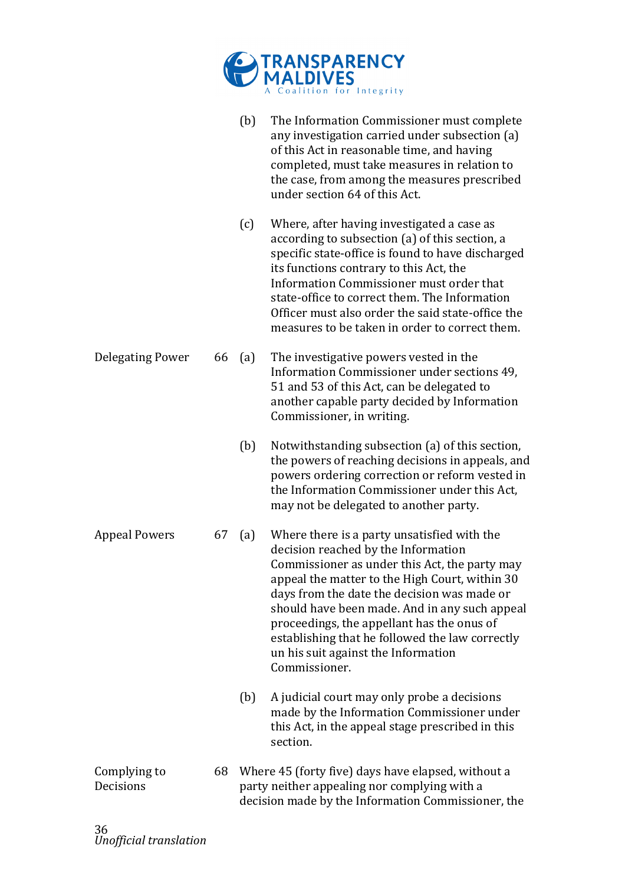(b) The Information Commissioner must complete any investigation carried under subsection (a) of this Act in reasonable time, and having completed, must take measures in relation to the case, from among the measures prescribed under section 64 of this Act.

(c) Where, after having investigated a case as according to subsection (a) of this section, a specific state-office is found to have discharged its functions contrary to this Act, the Information Commissioner must order that state-office to correct them. The Information Officer must also order the said state-office the measures to be taken in order to correct them.

**Delegating Power**

66 (a) The investigative powers vested in the Information Commissioner under sections 49, 51 and 53 of this Act, can be delegated to another capable party decided by Information Commissioner, in writing.

(b) Notwithstanding subsection (a) of this section, the powers of reaching decisions in appeals, and powers ordering correction or reform vested in the Information Commissioner under this Act, may not be delegated to another party.

**Appeal Powers**

67 (a) Where there is a party unsatisfied with the decision reached by the Information Commissioner as under this Act, the party may appeal the matter to the High Court, within 30 days from the date the decision was made or should have been made. And in any such appeal proceedings, the appellant has the onus of establishing that he followed the law correctly un his suit against the Information Commissioner.

(b) A judicial court may only probe a decisions made by the Information Commissioner under this Act, in the appeal stage prescribed in this section.

**Complying to Decisions**

68 Where 45 (forty five) days have elapsed, without a party neither appealing nor complying with a decision made by the Information Commissioner, the

*Unofficial translation*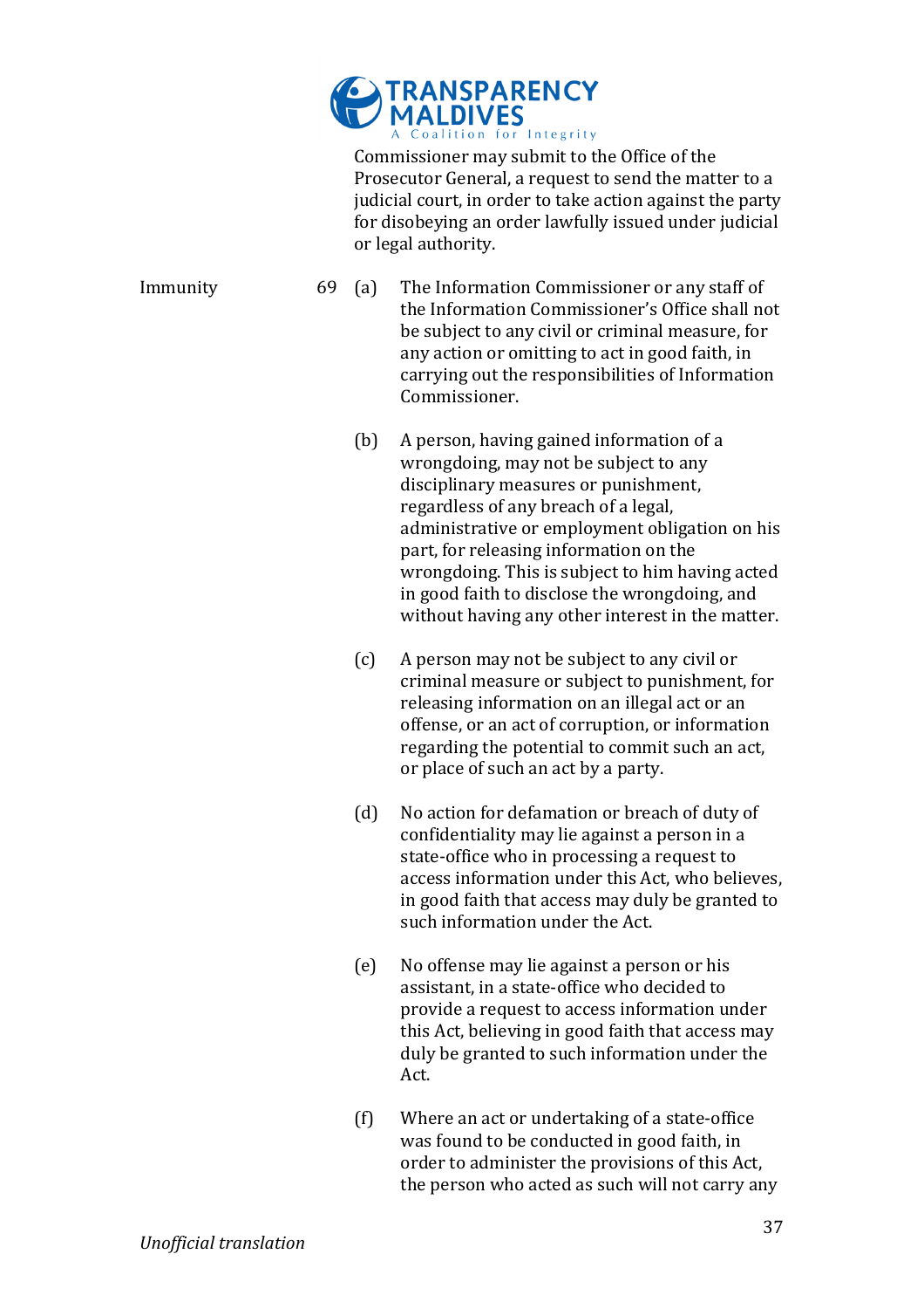Commissioner may submit to the Office of the Prosecutor General, a request to send the matter to a judicial court, in order to take action against the party for disobeying an order lawfully issued under judicial or legal authority.

Immunity

69 (a) The Information Commissioner or any staff of the Information Commissioner's Office shall not be subject to any civil or criminal measure, for any action or omitting to act in good faith, in carrying out the responsibilities of Information Commissioner.

(b) A person, having gained information of a wrongdoing, may not be subject to any disciplinary measures or punishment, regardless of any breach of a legal, administrative or employment obligation on his part, for releasing information on the wrongdoing. This is subject to him having acted in good faith to disclose the wrongdoing, and without having any other interest in the matter.

(c) A person may not be subject to any civil or criminal measure or subject to punishment, for releasing information on an illegal act or an offense, or an act of corruption, or information regarding the potential to commit such an act, or place of such an act by a party.

(d) No action for defamation or breach of duty of confidentiality may lie against a person in a state-office who in processing a request to access information under this Act, who believes, in good faith that access may duly be granted to such information under the Act.

(e) No offense may lie against a person or his assistant, in a state-office who decided to provide a request to access information under this Act, believing in good faith that access may duly be granted to such information under the Act.

(f) Where an act or undertaking of a state-office was found to be conducted in good faith, in order to administer the provisions of this Act, the person who acted as such will not carry any

*Unofficial translation*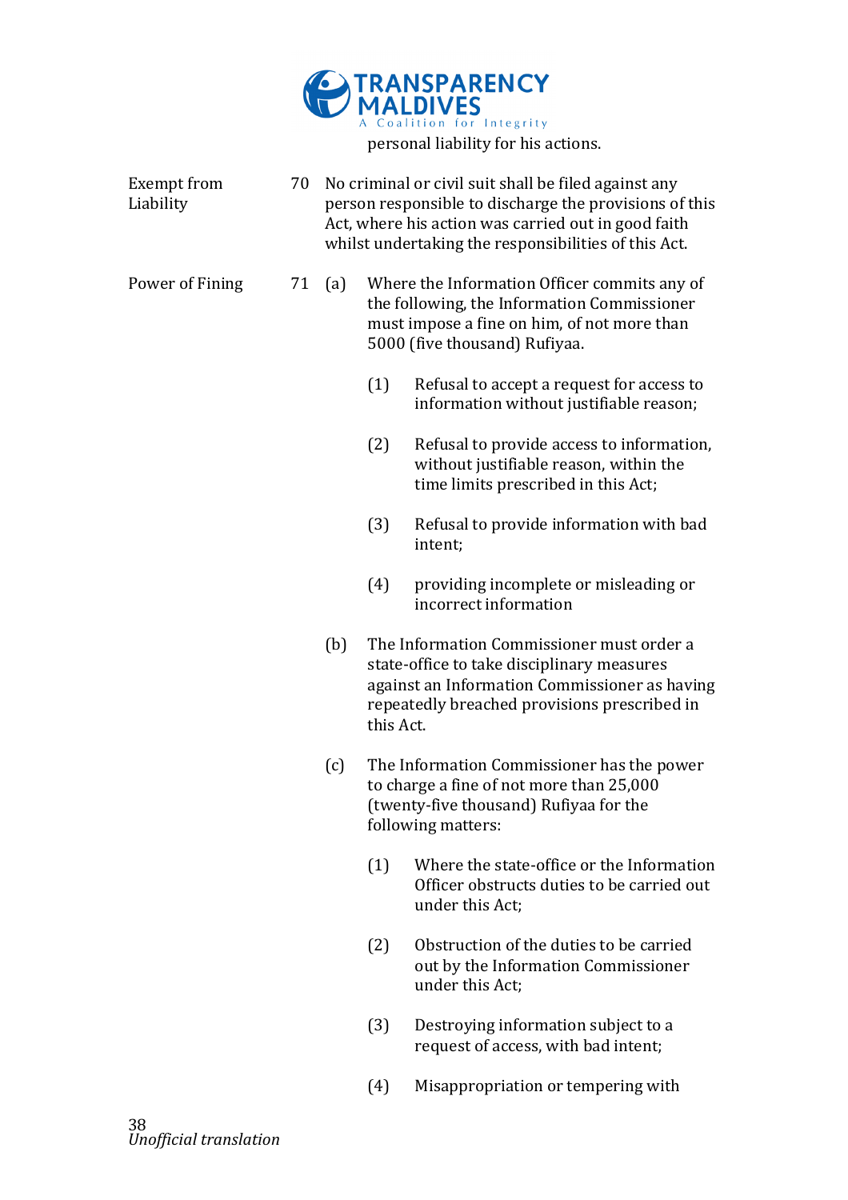personal liability for his actions.

**Exempt from Liability**

70 No criminal or civil suit shall be filed against any person responsible to discharge the provisions of this Act, where his action was carried out in good faith whilst undertaking the responsibilities of this Act.

**Power of Fining**

71 (a) Where the Information Officer commits any of the following, the Information Commissioner must impose a fine on him, of not more than 5000 (five thousand) Rufiyaa.

(1) Refusal to accept a request for access to information without justifiable reason;

(2) Refusal to provide access to information, without justifiable reason, within the time limits prescribed in this Act;

(3) Refusal to provide information with bad intent;

(4) providing incomplete or misleading or incorrect information

(b) The Information Commissioner must order a state-office to take disciplinary measures against an Information Commissioner as having repeatedly breached provisions prescribed in this Act.

(c) The Information Commissioner has the power to charge a fine of not more than 25,000 (twenty-five thousand) Rufiyaa for the following matters:

(1) Where the state-office or the Information Officer obstructs duties to be carried out under this Act;

(2) Obstruction of the duties to be carried out by the Information Commissioner under this Act;

(3) Destroying information subject to a request of access, with bad intent;

(4) Misappropriation or tempering with

*Unofficial translation*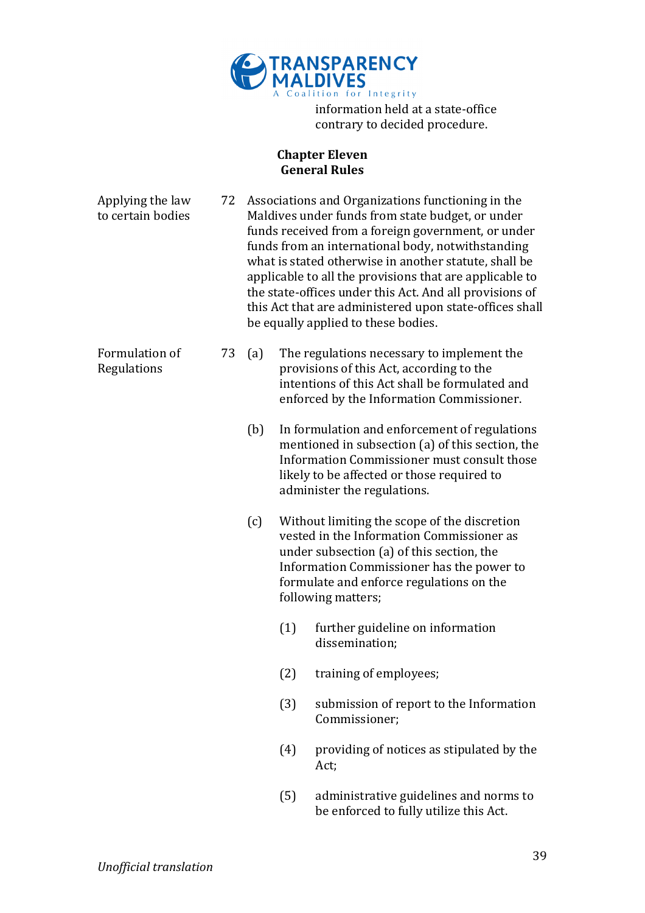information held at a state-office contrary to decided procedure.

## Chapter Eleven
## General Rules

**Applying the law to certain bodies**

72 Associations and Organizations functioning in the Maldives under funds from state budget, or under funds received from a foreign government, or under funds from an international body, notwithstanding what is stated otherwise in another statute, shall be applicable to all the provisions that are applicable to the state-offices under this Act. And all provisions of this Act that are administered upon state-offices shall be equally applied to these bodies.

**Formulation of Regulations**

73 (a) The regulations necessary to implement the provisions of this Act, according to the intentions of this Act shall be formulated and enforced by the Information Commissioner.

(b) In formulation and enforcement of regulations mentioned in subsection (a) of this section, the Information Commissioner must consult those likely to be affected or those required to administer the regulations.

(c) Without limiting the scope of the discretion vested in the Information Commissioner as under subsection (a) of this section, the Information Commissioner has the power to formulate and enforce regulations on the following matters;

(1) further guideline on information dissemination;

(2) training of employees;

(3) submission of report to the Information Commissioner;

(4) providing of notices as stipulated by the Act;

(5) administrative guidelines and norms to be enforced to fully utilize this Act.

*Unofficial translation*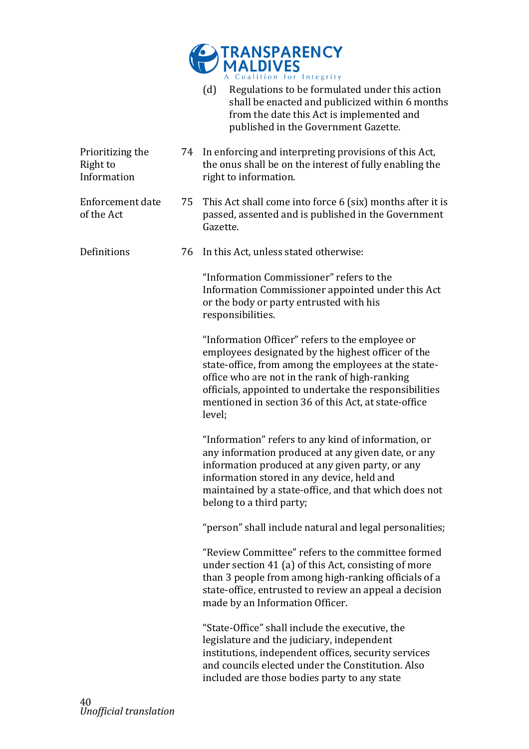(d) Regulations to be formulated under this action shall be enacted and publicized within 6 months from the date this Act is implemented and published in the Government Gazette.

**Prioritizing the Right to Information**

74 In enforcing and interpreting provisions of this Act, the onus shall be on the interest of fully enabling the right to information.

**Enforcement date of the Act**

75 This Act shall come into force 6 (six) months after it is passed, assented and is published in the Government Gazette.

**Definitions**

76 In this Act, unless stated otherwise:

"Information Commissioner" refers to the Information Commissioner appointed under this Act or the body or party entrusted with his responsibilities.

"Information Officer" refers to the employee or employees designated by the highest officer of the state-office, from among the employees at the state-office who are not in the rank of high-ranking officials, appointed to undertake the responsibilities mentioned in section 36 of this Act, at state-office level;

"Information" refers to any kind of information, or any information produced at any given date, or any information produced at any given party, or any information stored in any device, held and maintained by a state-office, and that which does not belong to a third party;

"person" shall include natural and legal personalities;

"Review Committee" refers to the committee formed under section 41 (a) of this Act, consisting of more than 3 people from among high-ranking officials of a state-office, entrusted to review an appeal a decision made by an Information Officer.

"State-Office" shall include the executive, the legislature and the judiciary, independent institutions, independent offices, security services and councils elected under the Constitution. Also included are those bodies party to any state

*Unofficial translation*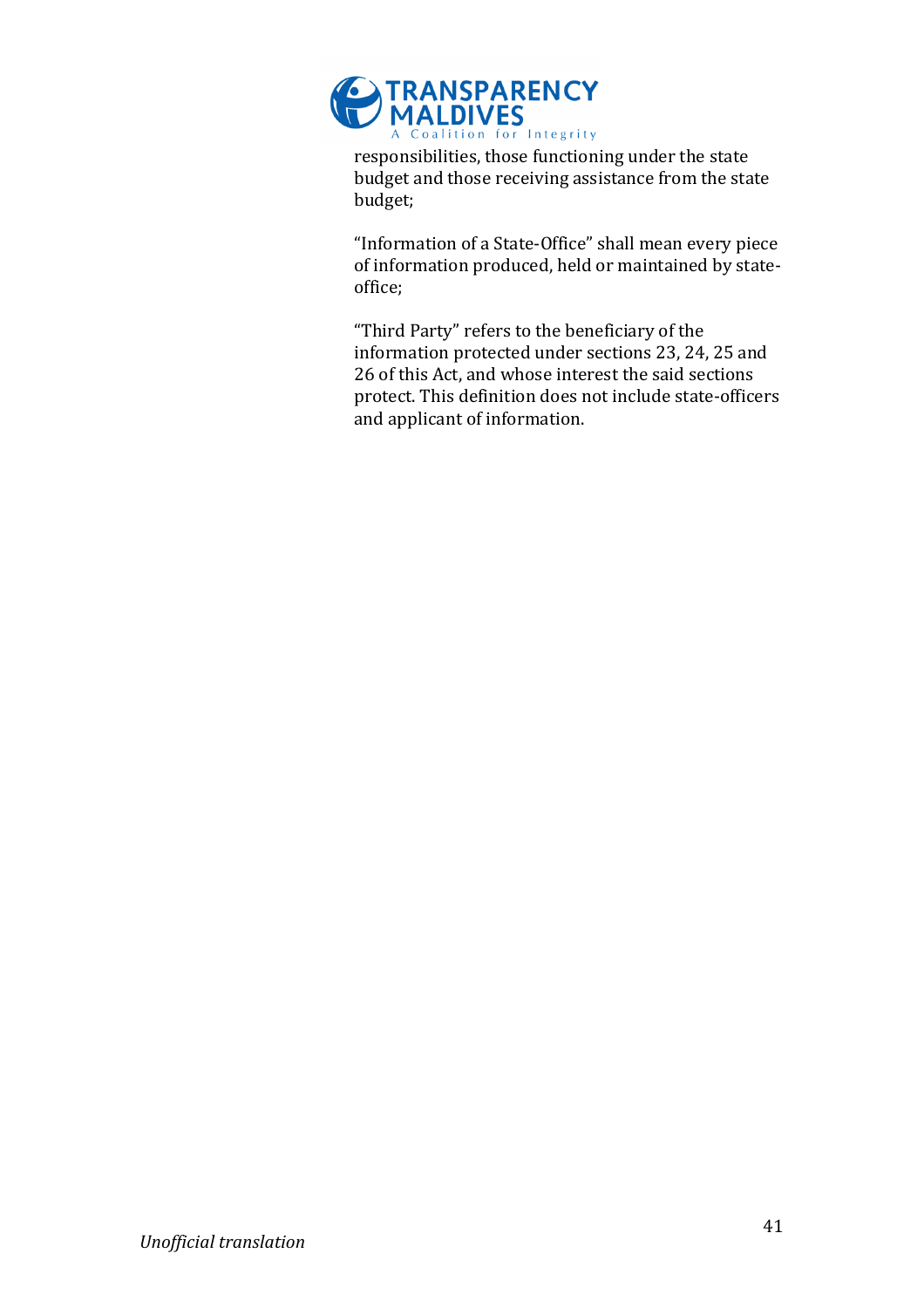responsibilities, those functioning under the state budget and those receiving assistance from the state budget;

"Information of a State-Office" shall mean every piece of information produced, held or maintained by state-office;

"Third Party" refers to the beneficiary of the information protected under sections 23, 24, 25 and 26 of this Act, and whose interest the said sections protect. This definition does not include state-officers and applicant of information.